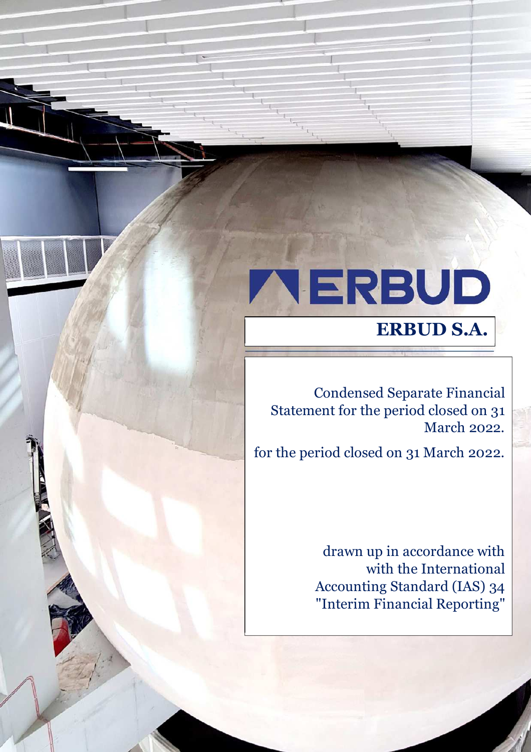# ERBUD

## ERBUD S.A.

Condensed Separate Financial Statement for the period closed on 31 March 2022.

for the period closed on 31 March 2022.

drawn up in accordance with with the International Accounting Standard (IAS) 34 "Interim Financial Reporting"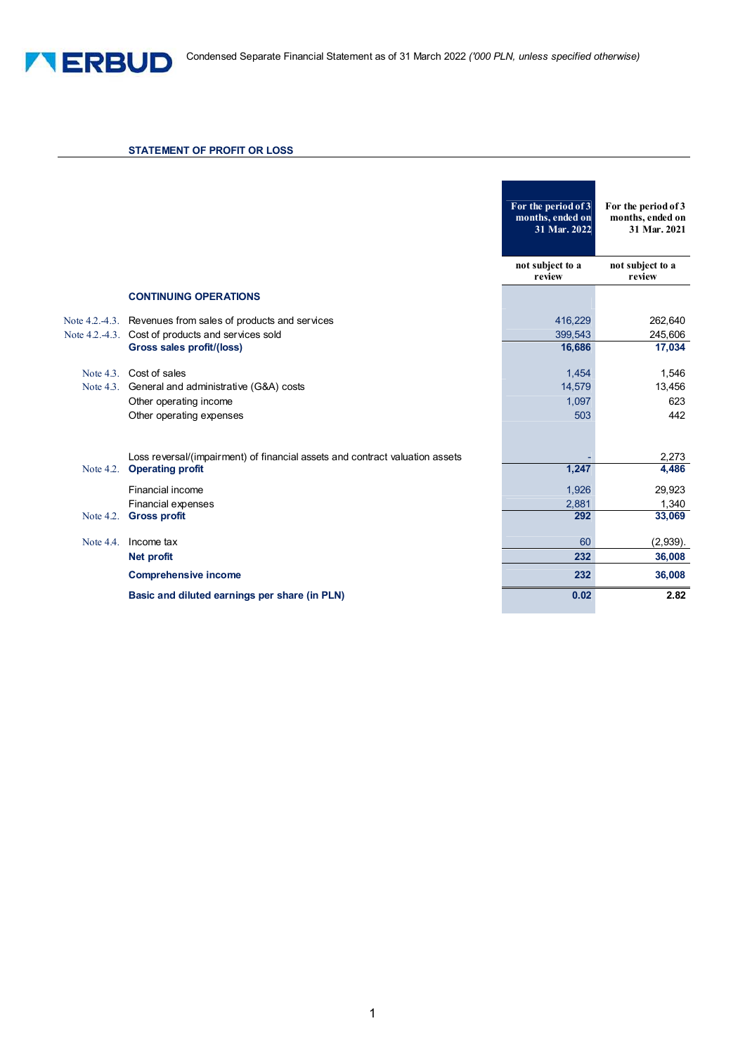## STATEMENT OF PROFIT OR LOSS

| | | For the period of 3 months, ended on 31 Mar. 2022 | For the period of 3 months, ended on 31 Mar. 2021 |
|---|---|---|---|
| | | not subject to a review | not subject to a review |
| | **CONTINUING OPERATIONS** | | |
| Note 4.2.-4.3. | Revenues from sales of products and services | 416,229 | 262,640 |
| Note 4.2.-4.3. | Cost of products and services sold | 399,543 | 245,606 |
| | **Gross sales profit/(loss)** | **16,686** | **17,034** |
| Note 4.3. | Cost of sales | 1,454 | 1,546 |
| Note 4.3. | General and administrative (G&A) costs | 14,579 | 13,456 |
| | Other operating income | 1,097 | 623 |
| | Other operating expenses | 503 | 442 |
| | Loss reversal/(impairment) of financial assets and contract valuation assets | - | 2,273 |
| Note 4.2. | **Operating profit** | **1,247** | **4,486** |
| | Financial income | 1,926 | 29,923 |
| | Financial expenses | 2,881 | 1,340 |
| Note 4.2. | **Gross profit** | **292** | **33,069** |
| Note 4.4. | Income tax | 60 | (2,939). |
| | **Net profit** | **232** | **36,008** |
| | **Comprehensive income** | **232** | **36,008** |
| | **Basic and diluted earnings per share (in PLN)** | **0.02** | **2.82** |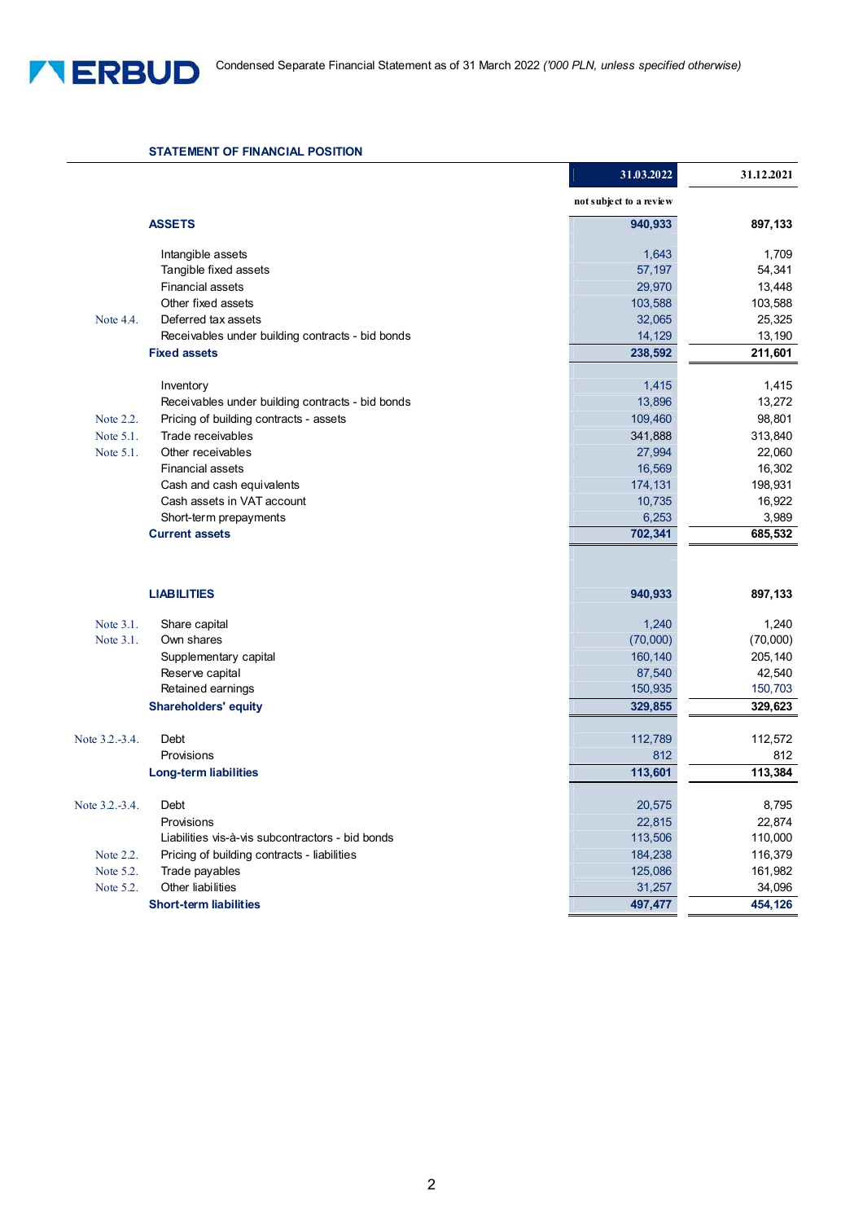## STATEMENT OF FINANCIAL POSITION

| | | 31.03.2022 | 31.12.2021 |
|---|---|---|---|
| | | not subject to a review | |
| | **ASSETS** | **940,933** | **897,133** |
| | Intangible assets | 1,643 | 1,709 |
| | Tangible fixed assets | 57,197 | 54,341 |
| | Financial assets | 29,970 | 13,448 |
| | Other fixed assets | 103,588 | 103,588 |
| Note 4.4. | Deferred tax assets | 32,065 | 25,325 |
| | Receivables under building contracts - bid bonds | 14,129 | 13,190 |
| | **Fixed assets** | **238,592** | **211,601** |
| | Inventory | 1,415 | 1,415 |
| | Receivables under building contracts - bid bonds | 13,896 | 13,272 |
| Note 2.2. | Pricing of building contracts - assets | 109,460 | 98,801 |
| Note 5.1. | Trade receivables | 341,888 | 313,840 |
| Note 5.1. | Other receivables | 27,994 | 22,060 |
| | Financial assets | 16,569 | 16,302 |
| | Cash and cash equivalents | 174,131 | 198,931 |
| | Cash assets in VAT account | 10,735 | 16,922 |
| | Short-term prepayments | 6,253 | 3,989 |
| | **Current assets** | **702,341** | **685,532** |
| | **LIABILITIES** | **940,933** | **897,133** |
| Note 3.1. | Share capital | 1,240 | 1,240 |
| Note 3.1. | Own shares | (70,000) | (70,000) |
| | Supplementary capital | 160,140 | 205,140 |
| | Reserve capital | 87,540 | 42,540 |
| | Retained earnings | 150,935 | 150,703 |
| | **Shareholders' equity** | **329,855** | **329,623** |
| Note 3.2.-3.4. | Debt | 112,789 | 112,572 |
| | Provisions | 812 | 812 |
| | **Long-term liabilities** | **113,601** | **113,384** |
| Note 3.2.-3.4. | Debt | 20,575 | 8,795 |
| | Provisions | 22,815 | 22,874 |
| | Liabilities vis-à-vis subcontractors - bid bonds | 113,506 | 110,000 |
| Note 2.2. | Pricing of building contracts - liabilities | 184,238 | 116,379 |
| Note 5.2. | Trade payables | 125,086 | 161,982 |
| Note 5.2. | Other liabilities | 31,257 | 34,096 |
| | **Short-term liabilities** | **497,477** | **454,126** |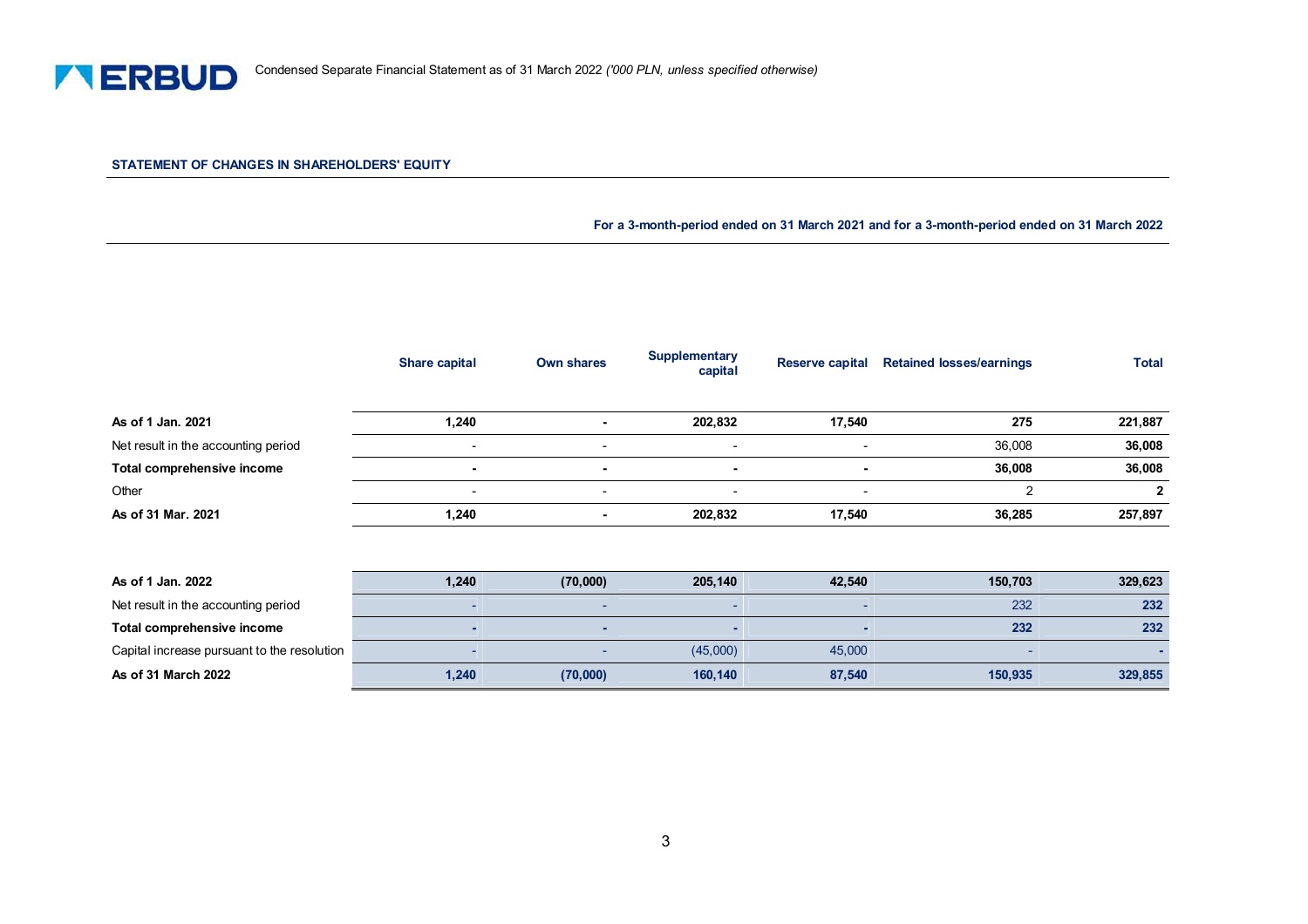## STATEMENT OF CHANGES IN SHAREHOLDERS' EQUITY

**For a 3-month-period ended on 31 March 2021 and for a 3-month-period ended on 31 March 2022**

| | Share capital | Own shares | Supplementary capital | Reserve capital | Retained losses/earnings | Total |
|---|---|---|---|---|---|---|
| **As of 1 Jan. 2021** | **1,240** | **-** | **202,832** | **17,540** | **275** | **221,887** |
| Net result in the accounting period | - | - | - | - | 36,008 | **36,008** |
| **Total comprehensive income** | **-** | **-** | **-** | **-** | **36,008** | **36,008** |
| Other | - | - | - | - | 2 | **2** |
| **As of 31 Mar. 2021** | **1,240** | **-** | **202,832** | **17,540** | **36,285** | **257,897** |
| | | | | | | |
| **As of 1 Jan. 2022** | **1,240** | **(70,000)** | **205,140** | **42,540** | **150,703** | **329,623** |
| Net result in the accounting period | - | - | - | - | 232 | **232** |
| **Total comprehensive income** | **-** | **-** | **-** | **-** | **232** | **232** |
| Capital increase pursuant to the resolution | - | - | (45,000) | 45,000 | - | **-** |
| **As of 31 March 2022** | **1,240** | **(70,000)** | **160,140** | **87,540** | **150,935** | **329,855** |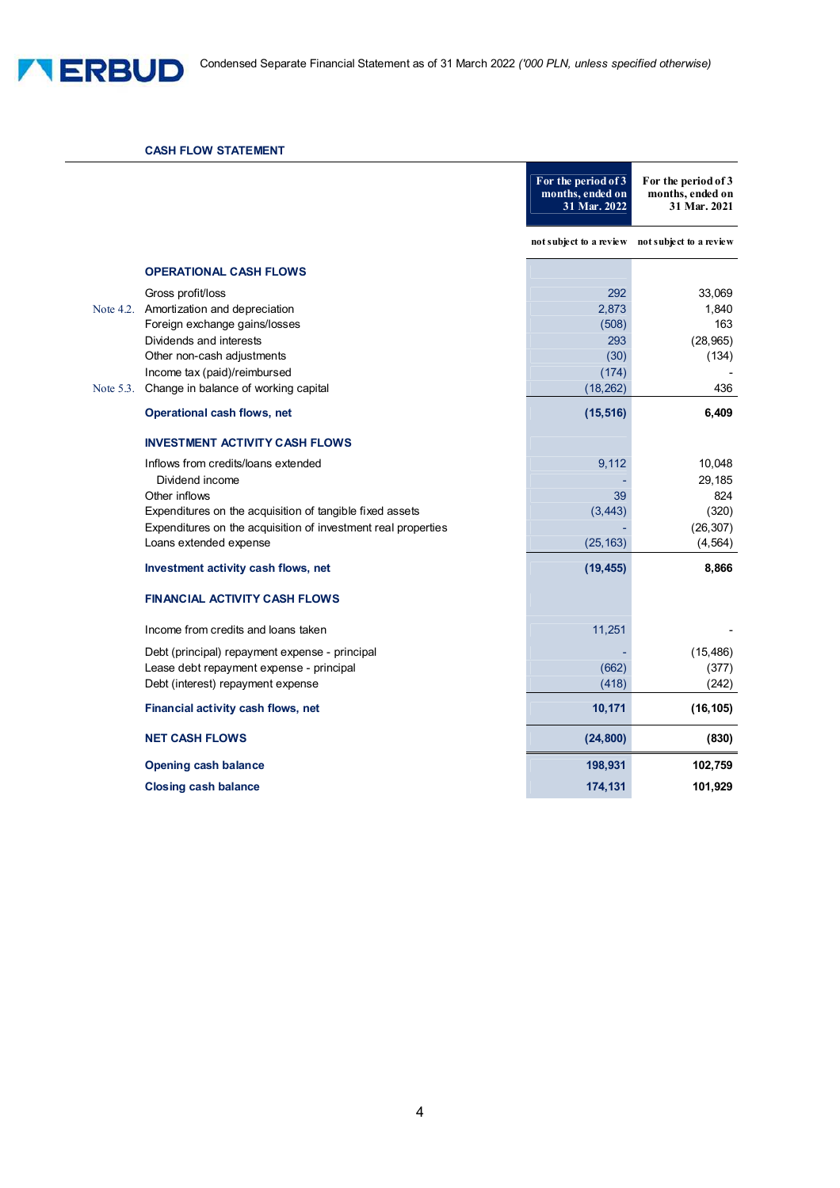## CASH FLOW STATEMENT

| | | For the period of 3 months, ended on 31 Mar. 2022 | For the period of 3 months, ended on 31 Mar. 2021 |
|---|---|---|---|
| | | not subject to a review | not subject to a review |
| | **OPERATIONAL CASH FLOWS** | | |
| | Gross profit/loss | 292 | 33,069 |
| Note 4.2. | Amortization and depreciation | 2,873 | 1,840 |
| | Foreign exchange gains/losses | (508) | 163 |
| | Dividends and interests | 293 | (28,965) |
| | Other non-cash adjustments | (30) | (134) |
| | Income tax (paid)/reimbursed | (174) | - |
| Note 5.3. | Change in balance of working capital | (18,262) | 436 |
| | **Operational cash flows, net** | **(15,516)** | **6,409** |
| | **INVESTMENT ACTIVITY CASH FLOWS** | | |
| | Inflows from credits/loans extended | 9,112 | 10,048 |
| | Dividend income | - | 29,185 |
| | Other inflows | 39 | 824 |
| | Expenditures on the acquisition of tangible fixed assets | (3,443) | (320) |
| | Expenditures on the acquisition of investment real properties | - | (26,307) |
| | Loans extended expense | (25,163) | (4,564) |
| | **Investment activity cash flows, net** | **(19,455)** | **8,866** |
| | **FINANCIAL ACTIVITY CASH FLOWS** | | |
| | Income from credits and loans taken | 11,251 | - |
| | Debt (principal) repayment expense - principal | - | (15,486) |
| | Lease debt repayment expense - principal | (662) | (377) |
| | Debt (interest) repayment expense | (418) | (242) |
| | **Financial activity cash flows, net** | **10,171** | **(16,105)** |
| | **NET CASH FLOWS** | **(24,800)** | **(830)** |
| | **Opening cash balance** | **198,931** | **102,759** |
| | **Closing cash balance** | **174,131** | **101,929** |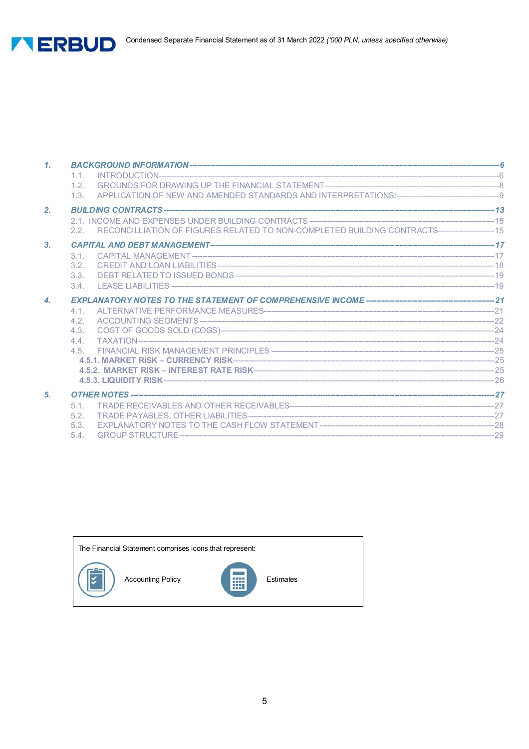1. *BACKGROUND INFORMATION* ---------- 6
   - 1.1. INTRODUCTION ---------- 6
   - 1.2. GROUNDS FOR DRAWING UP THE FINANCIAL STATEMENT ---------- 8
   - 1.3. APPLICATION OF NEW AND AMENDED STANDARDS AND INTERPRETATIONS: ---------- 9
2. *BUILDING CONTRACTS* ---------- 13
   - 2.1. INCOME AND EXPENSES UNDER BUILDING CONTRACTS ---------- 15
   - 2.2. RECONCILLIATION OF FIGURES RELATED TO NON-COMPLETED BUILDING CONTRACTS ---------- 15
3. *CAPITAL AND DEBT MANAGEMENT* ---------- 17
   - 3.1. CAPITAL MANAGEMENT ---------- 17
   - 3.2. CREDIT AND LOAN LIABILITIES ---------- 18
   - 3.3. DEBT RELATED TO ISSUED BONDS ---------- 19
   - 3.4. LEASE LIABILITIES ---------- 19
4. *EXPLANATORY NOTES TO THE STATEMENT OF COMPREHENSIVE INCOME* ---------- 21
   - 4.1. ALTERNATIVE PERFORMANCE MEASURES ---------- 21
   - 4.2. ACCOUNTING SEGMENTS ---------- 22
   - 4.3. COST OF GOODS SOLD (COGS) ---------- 24
   - 4.4. TAXATION ---------- 24
   - 4.5. FINANCIAL RISK MANAGEMENT PRINCIPLES ---------- 25
     - **4.5.1. MARKET RISK – CURRENCY RISK** ---------- 25
     - **4.5.2. MARKET RISK – INTEREST RATE RISK** ---------- 25
     - **4.5.3. LIQUIDITY RISK** ---------- 26
5. *OTHER NOTES* ---------- 27
   - 5.1. TRADE RECEIVABLES AND OTHER RECEIVABLES ---------- 27
   - 5.2. TRADE PAYABLES, OTHER LIABILITIES ---------- 27
   - 5.3. EXPLANATORY NOTES TO THE CASH FLOW STATEMENT ---------- 28
   - 5.4. GROUP STRUCTURE ---------- 29

The Financial Statement comprises icons that represent:

Accounting Policy

Estimates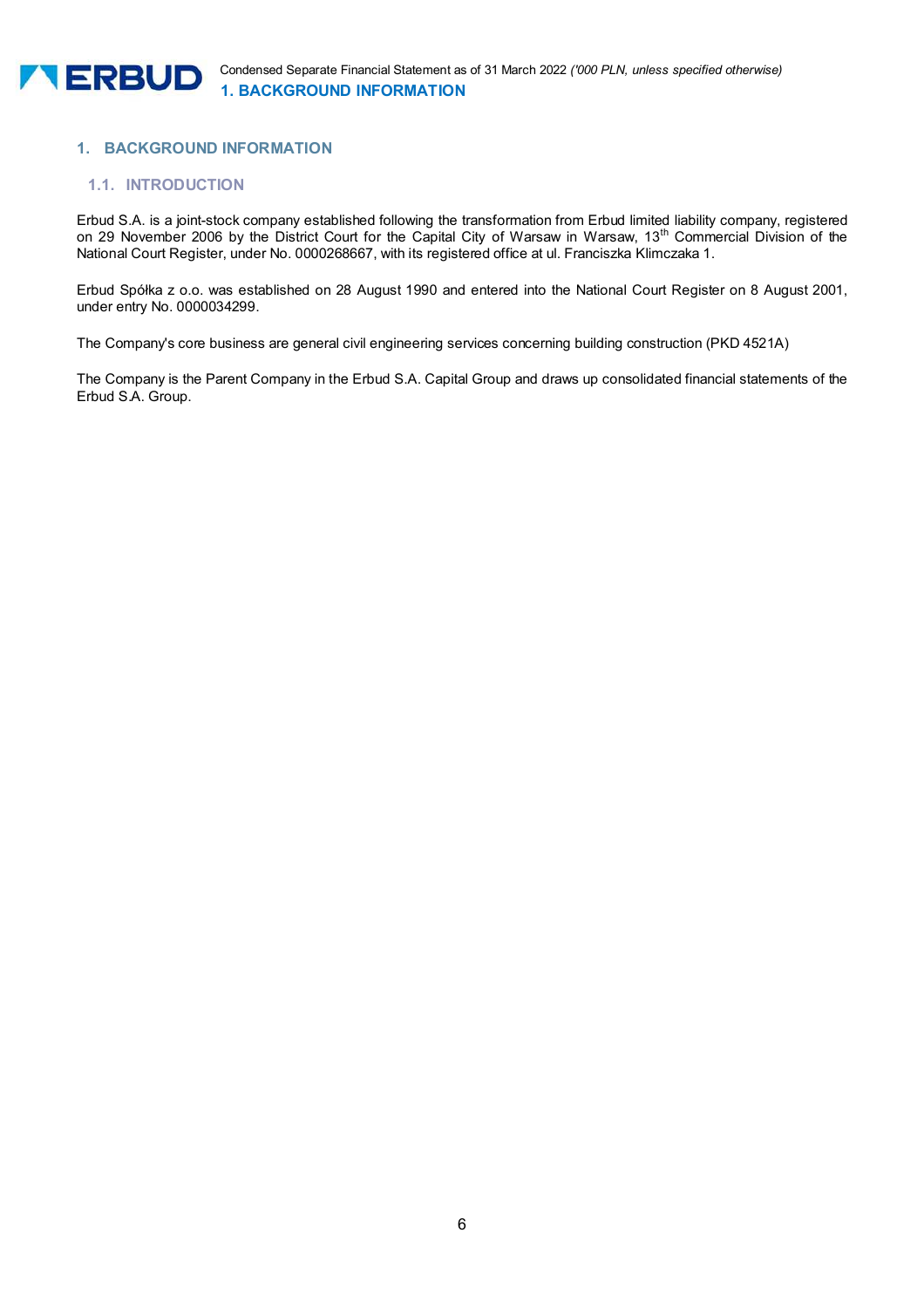# 1. BACKGROUND INFORMATION

## 1.1. INTRODUCTION

Erbud S.A. is a joint-stock company established following the transformation from Erbud limited liability company, registered on 29 November 2006 by the District Court for the Capital City of Warsaw in Warsaw, 13th Commercial Division of the National Court Register, under No. 0000268667, with its registered office at ul. Franciszka Klimczaka 1.

Erbud Spółka z o.o. was established on 28 August 1990 and entered into the National Court Register on 8 August 2001, under entry No. 0000034299.

The Company's core business are general civil engineering services concerning building construction (PKD 4521A)

The Company is the Parent Company in the Erbud S.A. Capital Group and draws up consolidated financial statements of the Erbud S.A. Group.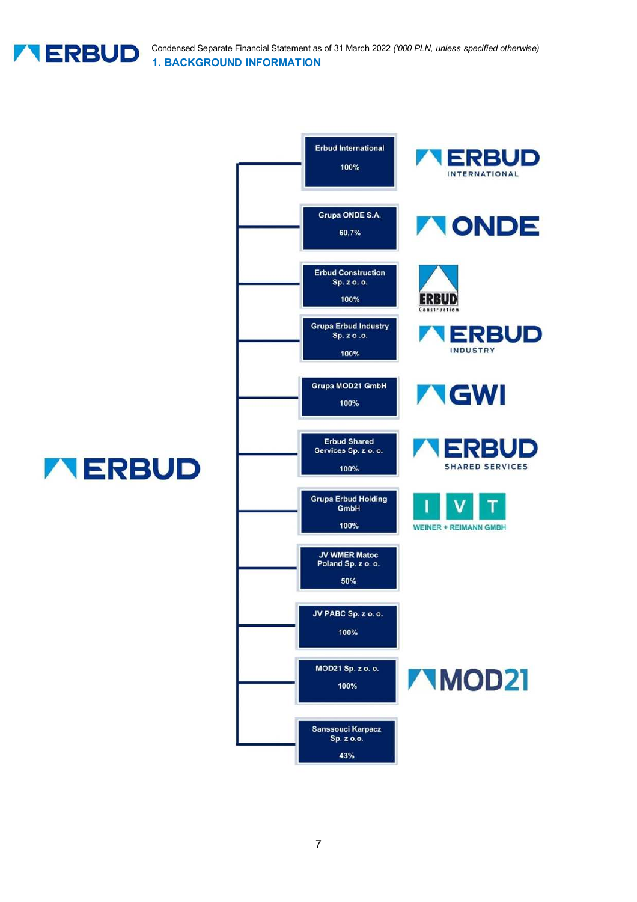## 1. BACKGROUND INFORMATION

ERBUD

- Erbud International — 100%
- Grupa ONDE S.A. — 60,7%
- Erbud Construction Sp. z o. o. — 100%
- Grupa Erbud Industry Sp. z o .o. — 100%
- Grupa MOD21 GmbH — 100%
- Erbud Shared Services Sp. z o. o. — 100%
- Grupa Erbud Holding GmbH — 100%
- JV WMER Matoc Poland Sp. z o. o. — 50%
- JV PABC Sp. z o. o. — 100%
- MOD21 Sp. z o. o. — 100%
- Sanssouci Karpacz Sp. z o.o. — 43%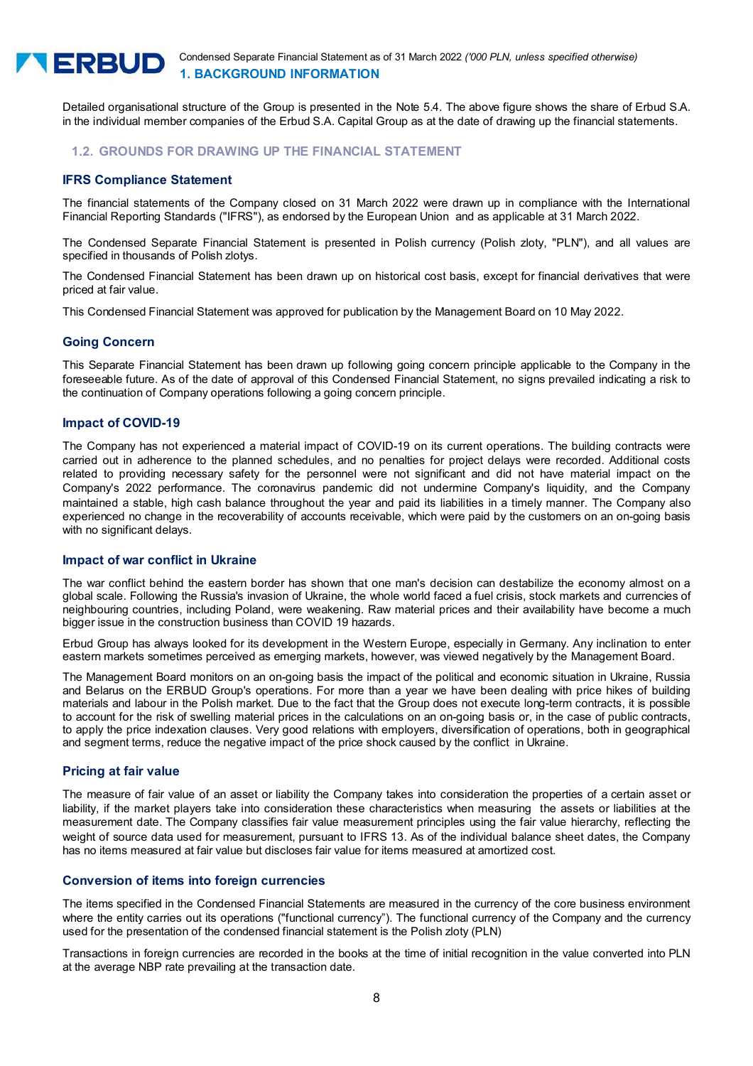Detailed organisational structure of the Group is presented in the Note 5.4. The above figure shows the share of Erbud S.A. in the individual member companies of the Erbud S.A. Capital Group as at the date of drawing up the financial statements.

## 1.2. GROUNDS FOR DRAWING UP THE FINANCIAL STATEMENT

### IFRS Compliance Statement

The financial statements of the Company closed on 31 March 2022 were drawn up in compliance with the International Financial Reporting Standards ("IFRS"), as endorsed by the European Union and as applicable at 31 March 2022.

The Condensed Separate Financial Statement is presented in Polish currency (Polish zloty, "PLN"), and all values are specified in thousands of Polish zlotys.

The Condensed Financial Statement has been drawn up on historical cost basis, except for financial derivatives that were priced at fair value.

This Condensed Financial Statement was approved for publication by the Management Board on 10 May 2022.

### Going Concern

This Separate Financial Statement has been drawn up following going concern principle applicable to the Company in the foreseeable future. As of the date of approval of this Condensed Financial Statement, no signs prevailed indicating a risk to the continuation of Company operations following a going concern principle.

### Impact of COVID-19

The Company has not experienced a material impact of COVID-19 on its current operations. The building contracts were carried out in adherence to the planned schedules, and no penalties for project delays were recorded. Additional costs related to providing necessary safety for the personnel were not significant and did not have material impact on the Company's 2022 performance. The coronavirus pandemic did not undermine Company's liquidity, and the Company maintained a stable, high cash balance throughout the year and paid its liabilities in a timely manner. The Company also experienced no change in the recoverability of accounts receivable, which were paid by the customers on an on-going basis with no significant delays.

### Impact of war conflict in Ukraine

The war conflict behind the eastern border has shown that one man's decision can destabilize the economy almost on a global scale. Following the Russia's invasion of Ukraine, the whole world faced a fuel crisis, stock markets and currencies of neighbouring countries, including Poland, were weakening. Raw material prices and their availability have become a much bigger issue in the construction business than COVID 19 hazards.

Erbud Group has always looked for its development in the Western Europe, especially in Germany. Any inclination to enter eastern markets sometimes perceived as emerging markets, however, was viewed negatively by the Management Board.

The Management Board monitors on an on-going basis the impact of the political and economic situation in Ukraine, Russia and Belarus on the ERBUD Group's operations. For more than a year we have been dealing with price hikes of building materials and labour in the Polish market. Due to the fact that the Group does not execute long-term contracts, it is possible to account for the risk of swelling material prices in the calculations on an on-going basis or, in the case of public contracts, to apply the price indexation clauses. Very good relations with employers, diversification of operations, both in geographical and segment terms, reduce the negative impact of the price shock caused by the conflict in Ukraine.

### Pricing at fair value

The measure of fair value of an asset or liability the Company takes into consideration the properties of a certain asset or liability, if the market players take into consideration these characteristics when measuring the assets or liabilities at the measurement date. The Company classifies fair value measurement principles using the fair value hierarchy, reflecting the weight of source data used for measurement, pursuant to IFRS 13. As of the individual balance sheet dates, the Company has no items measured at fair value but discloses fair value for items measured at amortized cost.

### Conversion of items into foreign currencies

The items specified in the Condensed Financial Statements are measured in the currency of the core business environment where the entity carries out its operations ("functional currency"). The functional currency of the Company and the currency used for the presentation of the condensed financial statement is the Polish zloty (PLN)

Transactions in foreign currencies are recorded in the books at the time of initial recognition in the value converted into PLN at the average NBP rate prevailing at the transaction date.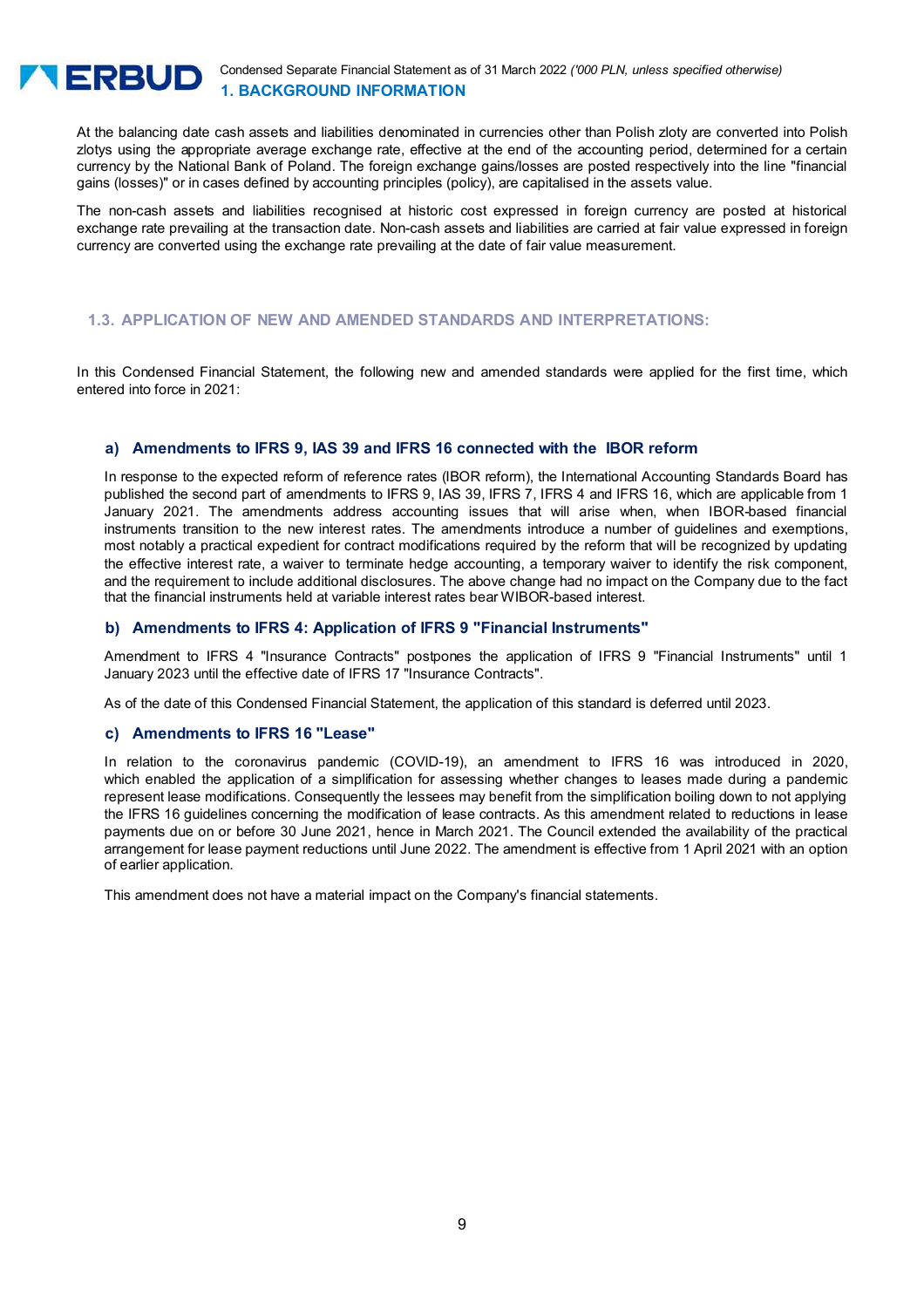At the balancing date cash assets and liabilities denominated in currencies other than Polish zloty are converted into Polish zlotys using the appropriate average exchange rate, effective at the end of the accounting period, determined for a certain currency by the National Bank of Poland. The foreign exchange gains/losses are posted respectively into the line "financial gains (losses)" or in cases defined by accounting principles (policy), are capitalised in the assets value.

The non-cash assets and liabilities recognised at historic cost expressed in foreign currency are posted at historical exchange rate prevailing at the transaction date. Non-cash assets and liabilities are carried at fair value expressed in foreign currency are converted using the exchange rate prevailing at the date of fair value measurement.

## 1.3. APPLICATION OF NEW AND AMENDED STANDARDS AND INTERPRETATIONS:

In this Condensed Financial Statement, the following new and amended standards were applied for the first time, which entered into force in 2021:

### a) Amendments to IFRS 9, IAS 39 and IFRS 16 connected with the IBOR reform

In response to the expected reform of reference rates (IBOR reform), the International Accounting Standards Board has published the second part of amendments to IFRS 9, IAS 39, IFRS 7, IFRS 4 and IFRS 16, which are applicable from 1 January 2021. The amendments address accounting issues that will arise when, when IBOR-based financial instruments transition to the new interest rates. The amendments introduce a number of guidelines and exemptions, most notably a practical expedient for contract modifications required by the reform that will be recognized by updating the effective interest rate, a waiver to terminate hedge accounting, a temporary waiver to identify the risk component, and the requirement to include additional disclosures. The above change had no impact on the Company due to the fact that the financial instruments held at variable interest rates bear WIBOR-based interest.

### b) Amendments to IFRS 4: Application of IFRS 9 "Financial Instruments"

Amendment to IFRS 4 "Insurance Contracts" postpones the application of IFRS 9 "Financial Instruments" until 1 January 2023 until the effective date of IFRS 17 "Insurance Contracts".

As of the date of this Condensed Financial Statement, the application of this standard is deferred until 2023.

### c) Amendments to IFRS 16 "Lease"

In relation to the coronavirus pandemic (COVID-19), an amendment to IFRS 16 was introduced in 2020, which enabled the application of a simplification for assessing whether changes to leases made during a pandemic represent lease modifications. Consequently the lessees may benefit from the simplification boiling down to not applying the IFRS 16 guidelines concerning the modification of lease contracts. As this amendment related to reductions in lease payments due on or before 30 June 2021, hence in March 2021. The Council extended the availability of the practical arrangement for lease payment reductions until June 2022. The amendment is effective from 1 April 2021 with an option of earlier application.

This amendment does not have a material impact on the Company's financial statements.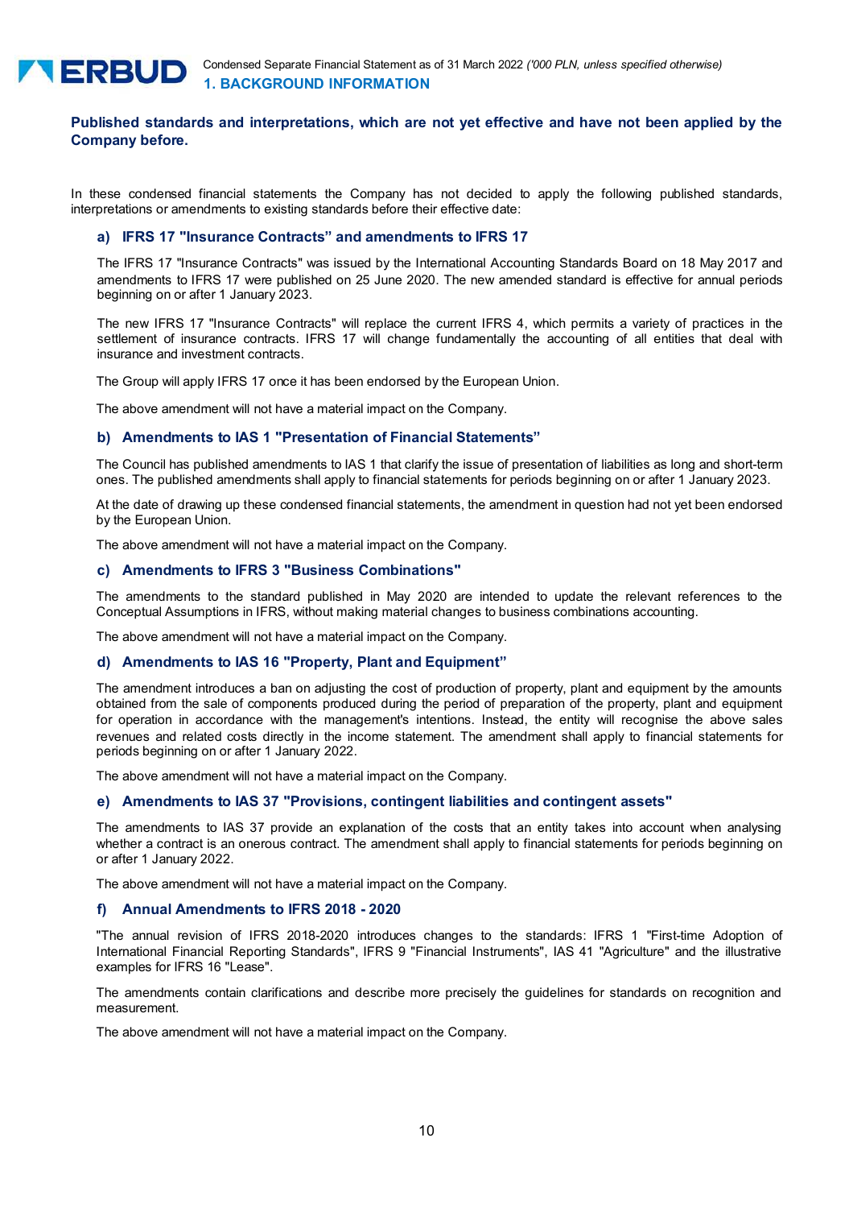## Published standards and interpretations, which are not yet effective and have not been applied by the Company before.

In these condensed financial statements the Company has not decided to apply the following published standards, interpretations or amendments to existing standards before their effective date:

### a) IFRS 17 "Insurance Contracts" and amendments to IFRS 17

The IFRS 17 "Insurance Contracts" was issued by the International Accounting Standards Board on 18 May 2017 and amendments to IFRS 17 were published on 25 June 2020. The new amended standard is effective for annual periods beginning on or after 1 January 2023.

The new IFRS 17 "Insurance Contracts" will replace the current IFRS 4, which permits a variety of practices in the settlement of insurance contracts. IFRS 17 will change fundamentally the accounting of all entities that deal with insurance and investment contracts.

The Group will apply IFRS 17 once it has been endorsed by the European Union.

The above amendment will not have a material impact on the Company.

### b) Amendments to IAS 1 "Presentation of Financial Statements"

The Council has published amendments to IAS 1 that clarify the issue of presentation of liabilities as long and short-term ones. The published amendments shall apply to financial statements for periods beginning on or after 1 January 2023.

At the date of drawing up these condensed financial statements, the amendment in question had not yet been endorsed by the European Union.

The above amendment will not have a material impact on the Company.

### c) Amendments to IFRS 3 "Business Combinations"

The amendments to the standard published in May 2020 are intended to update the relevant references to the Conceptual Assumptions in IFRS, without making material changes to business combinations accounting.

The above amendment will not have a material impact on the Company.

### d) Amendments to IAS 16 "Property, Plant and Equipment"

The amendment introduces a ban on adjusting the cost of production of property, plant and equipment by the amounts obtained from the sale of components produced during the period of preparation of the property, plant and equipment for operation in accordance with the management's intentions. Instead, the entity will recognise the above sales revenues and related costs directly in the income statement. The amendment shall apply to financial statements for periods beginning on or after 1 January 2022.

The above amendment will not have a material impact on the Company.

### e) Amendments to IAS 37 "Provisions, contingent liabilities and contingent assets"

The amendments to IAS 37 provide an explanation of the costs that an entity takes into account when analysing whether a contract is an onerous contract. The amendment shall apply to financial statements for periods beginning on or after 1 January 2022.

The above amendment will not have a material impact on the Company.

### f) Annual Amendments to IFRS 2018 - 2020

"The annual revision of IFRS 2018-2020 introduces changes to the standards: IFRS 1 "First-time Adoption of International Financial Reporting Standards", IFRS 9 "Financial Instruments", IAS 41 "Agriculture" and the illustrative examples for IFRS 16 "Lease".

The amendments contain clarifications and describe more precisely the guidelines for standards on recognition and measurement.

The above amendment will not have a material impact on the Company.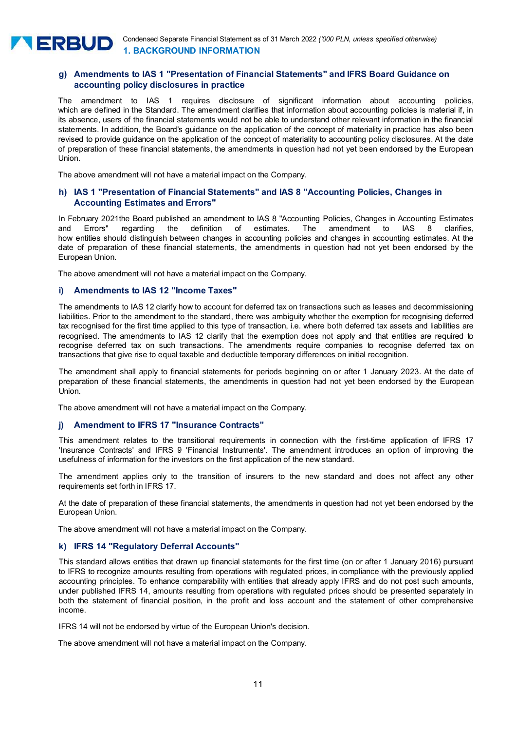### g) Amendments to IAS 1 "Presentation of Financial Statements" and IFRS Board Guidance on accounting policy disclosures in practice

The amendment to IAS 1 requires disclosure of significant information about accounting policies, which are defined in the Standard. The amendment clarifies that information about accounting policies is material if, in its absence, users of the financial statements would not be able to understand other relevant information in the financial statements. In addition, the Board's guidance on the application of the concept of materiality in practice has also been revised to provide guidance on the application of the concept of materiality to accounting policy disclosures. At the date of preparation of these financial statements, the amendments in question had not yet been endorsed by the European Union.

The above amendment will not have a material impact on the Company.

### h) IAS 1 "Presentation of Financial Statements" and IAS 8 "Accounting Policies, Changes in Accounting Estimates and Errors"

In February 2021the Board published an amendment to IAS 8 "Accounting Policies, Changes in Accounting Estimates and Errors" regarding the definition of estimates. The amendment to IAS 8 clarifies, how entities should distinguish between changes in accounting policies and changes in accounting estimates. At the date of preparation of these financial statements, the amendments in question had not yet been endorsed by the European Union.

The above amendment will not have a material impact on the Company.

### i) Amendments to IAS 12 "Income Taxes"

The amendments to IAS 12 clarify how to account for deferred tax on transactions such as leases and decommissioning liabilities. Prior to the amendment to the standard, there was ambiguity whether the exemption for recognising deferred tax recognised for the first time applied to this type of transaction, i.e. where both deferred tax assets and liabilities are recognised. The amendments to IAS 12 clarify that the exemption does not apply and that entities are required to recognise deferred tax on such transactions. The amendments require companies to recognise deferred tax on transactions that give rise to equal taxable and deductible temporary differences on initial recognition.

The amendment shall apply to financial statements for periods beginning on or after 1 January 2023. At the date of preparation of these financial statements, the amendments in question had not yet been endorsed by the European Union.

The above amendment will not have a material impact on the Company.

### j) Amendment to IFRS 17 "Insurance Contracts"

This amendment relates to the transitional requirements in connection with the first-time application of IFRS 17 'Insurance Contracts' and IFRS 9 'Financial Instruments'. The amendment introduces an option of improving the usefulness of information for the investors on the first application of the new standard.

The amendment applies only to the transition of insurers to the new standard and does not affect any other requirements set forth in IFRS 17.

At the date of preparation of these financial statements, the amendments in question had not yet been endorsed by the European Union.

The above amendment will not have a material impact on the Company.

### k) IFRS 14 "Regulatory Deferral Accounts"

This standard allows entities that drawn up financial statements for the first time (on or after 1 January 2016) pursuant to IFRS to recognize amounts resulting from operations with regulated prices, in compliance with the previously applied accounting principles. To enhance comparability with entities that already apply IFRS and do not post such amounts, under published IFRS 14, amounts resulting from operations with regulated prices should be presented separately in both the statement of financial position, in the profit and loss account and the statement of other comprehensive income.

IFRS 14 will not be endorsed by virtue of the European Union's decision.

The above amendment will not have a material impact on the Company.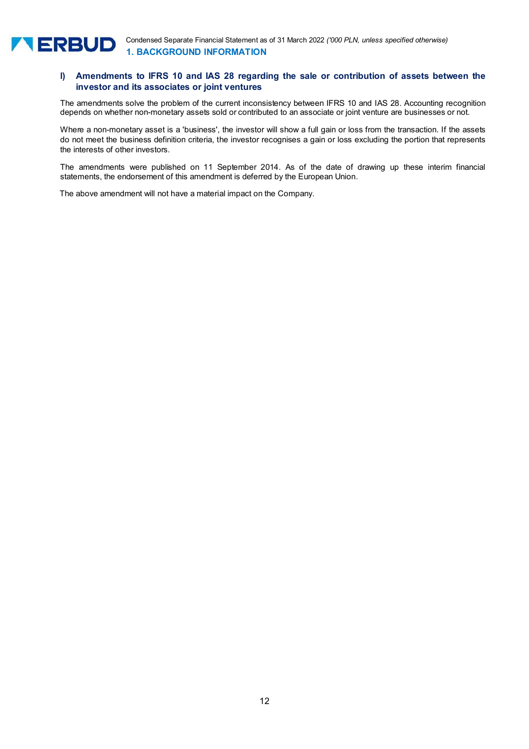### l) Amendments to IFRS 10 and IAS 28 regarding the sale or contribution of assets between the investor and its associates or joint ventures

The amendments solve the problem of the current inconsistency between IFRS 10 and IAS 28. Accounting recognition depends on whether non-monetary assets sold or contributed to an associate or joint venture are businesses or not.

Where a non-monetary asset is a 'business', the investor will show a full gain or loss from the transaction. If the assets do not meet the business definition criteria, the investor recognises a gain or loss excluding the portion that represents the interests of other investors.

The amendments were published on 11 September 2014. As of the date of drawing up these interim financial statements, the endorsement of this amendment is deferred by the European Union.

The above amendment will not have a material impact on the Company.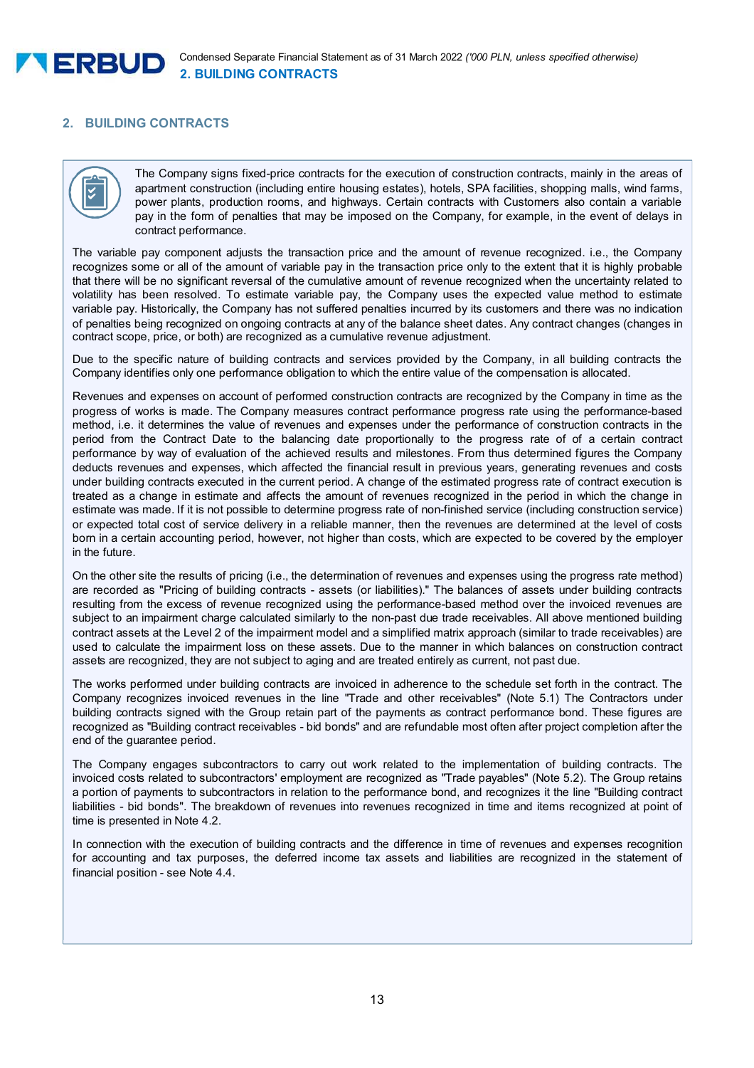## 2. BUILDING CONTRACTS

The Company signs fixed-price contracts for the execution of construction contracts, mainly in the areas of apartment construction (including entire housing estates), hotels, SPA facilities, shopping malls, wind farms, power plants, production rooms, and highways. Certain contracts with Customers also contain a variable pay in the form of penalties that may be imposed on the Company, for example, in the event of delays in contract performance.

The variable pay component adjusts the transaction price and the amount of revenue recognized. i.e., the Company recognizes some or all of the amount of variable pay in the transaction price only to the extent that it is highly probable that there will be no significant reversal of the cumulative amount of revenue recognized when the uncertainty related to volatility has been resolved. To estimate variable pay, the Company uses the expected value method to estimate variable pay. Historically, the Company has not suffered penalties incurred by its customers and there was no indication of penalties being recognized on ongoing contracts at any of the balance sheet dates. Any contract changes (changes in contract scope, price, or both) are recognized as a cumulative revenue adjustment.

Due to the specific nature of building contracts and services provided by the Company, in all building contracts the Company identifies only one performance obligation to which the entire value of the compensation is allocated.

Revenues and expenses on account of performed construction contracts are recognized by the Company in time as the progress of works is made. The Company measures contract performance progress rate using the performance-based method, i.e. it determines the value of revenues and expenses under the performance of construction contracts in the period from the Contract Date to the balancing date proportionally to the progress rate of of a certain contract performance by way of evaluation of the achieved results and milestones. From thus determined figures the Company deducts revenues and expenses, which affected the financial result in previous years, generating revenues and costs under building contracts executed in the current period. A change of the estimated progress rate of contract execution is treated as a change in estimate and affects the amount of revenues recognized in the period in which the change in estimate was made. If it is not possible to determine progress rate of non-finished service (including construction service) or expected total cost of service delivery in a reliable manner, then the revenues are determined at the level of costs born in a certain accounting period, however, not higher than costs, which are expected to be covered by the employer in the future.

On the other site the results of pricing (i.e., the determination of revenues and expenses using the progress rate method) are recorded as "Pricing of building contracts - assets (or liabilities)." The balances of assets under building contracts resulting from the excess of revenue recognized using the performance-based method over the invoiced revenues are subject to an impairment charge calculated similarly to the non-past due trade receivables. All above mentioned building contract assets at the Level 2 of the impairment model and a simplified matrix approach (similar to trade receivables) are used to calculate the impairment loss on these assets. Due to the manner in which balances on construction contract assets are recognized, they are not subject to aging and are treated entirely as current, not past due.

The works performed under building contracts are invoiced in adherence to the schedule set forth in the contract. The Company recognizes invoiced revenues in the line "Trade and other receivables" (Note 5.1) The Contractors under building contracts signed with the Group retain part of the payments as contract performance bond. These figures are recognized as "Building contract receivables - bid bonds" and are refundable most often after project completion after the end of the guarantee period.

The Company engages subcontractors to carry out work related to the implementation of building contracts. The invoiced costs related to subcontractors' employment are recognized as "Trade payables" (Note 5.2). The Group retains a portion of payments to subcontractors in relation to the performance bond, and recognizes it the line "Building contract liabilities - bid bonds". The breakdown of revenues into revenues recognized in time and items recognized at point of time is presented in Note 4.2.

In connection with the execution of building contracts and the difference in time of revenues and expenses recognition for accounting and tax purposes, the deferred income tax assets and liabilities are recognized in the statement of financial position - see Note 4.4.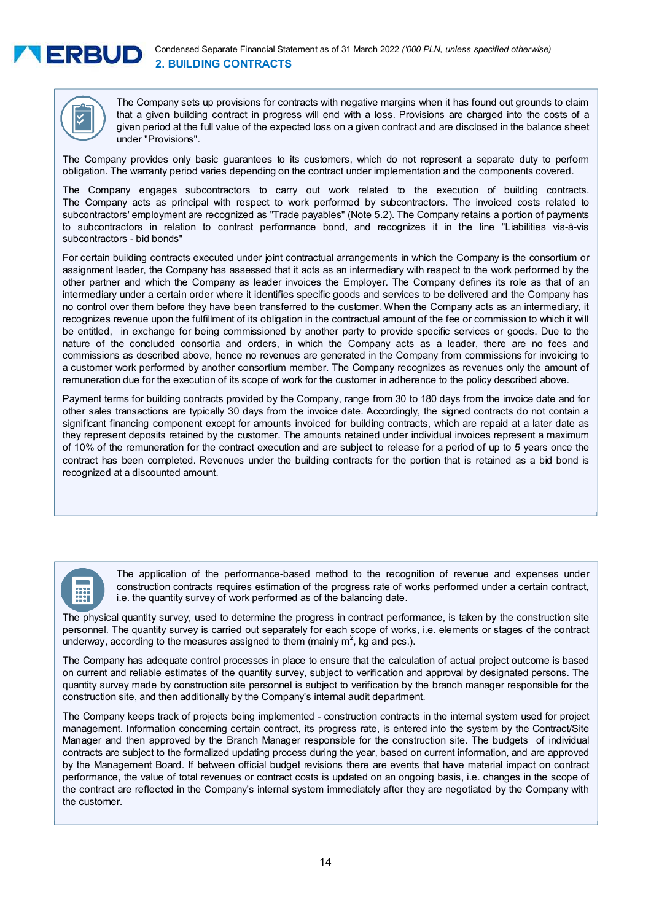## 2. BUILDING CONTRACTS

The Company sets up provisions for contracts with negative margins when it has found out grounds to claim that a given building contract in progress will end with a loss. Provisions are charged into the costs of a given period at the full value of the expected loss on a given contract and are disclosed in the balance sheet under "Provisions".

The Company provides only basic guarantees to its customers, which do not represent a separate duty to perform obligation. The warranty period varies depending on the contract under implementation and the components covered.

The Company engages subcontractors to carry out work related to the execution of building contracts. The Company acts as principal with respect to work performed by subcontractors. The invoiced costs related to subcontractors' employment are recognized as "Trade payables" (Note 5.2). The Company retains a portion of payments to subcontractors in relation to contract performance bond, and recognizes it in the line "Liabilities vis-à-vis subcontractors - bid bonds"

For certain building contracts executed under joint contractual arrangements in which the Company is the consortium or assignment leader, the Company has assessed that it acts as an intermediary with respect to the work performed by the other partner and which the Company as leader invoices the Employer. The Company defines its role as that of an intermediary under a certain order where it identifies specific goods and services to be delivered and the Company has no control over them before they have been transferred to the customer. When the Company acts as an intermediary, it recognizes revenue upon the fulfillment of its obligation in the contractual amount of the fee or commission to which it will be entitled, in exchange for being commissioned by another party to provide specific services or goods. Due to the nature of the concluded consortia and orders, in which the Company acts as a leader, there are no fees and commissions as described above, hence no revenues are generated in the Company from commissions for invoicing to a customer work performed by another consortium member. The Company recognizes as revenues only the amount of remuneration due for the execution of its scope of work for the customer in adherence to the policy described above.

Payment terms for building contracts provided by the Company, range from 30 to 180 days from the invoice date and for other sales transactions are typically 30 days from the invoice date. Accordingly, the signed contracts do not contain a significant financing component except for amounts invoiced for building contracts, which are repaid at a later date as they represent deposits retained by the customer. The amounts retained under individual invoices represent a maximum of 10% of the remuneration for the contract execution and are subject to release for a period of up to 5 years once the contract has been completed. Revenues under the building contracts for the portion that is retained as a bid bond is recognized at a discounted amount.

The application of the performance-based method to the recognition of revenue and expenses under construction contracts requires estimation of the progress rate of works performed under a certain contract, i.e. the quantity survey of work performed as of the balancing date.

The physical quantity survey, used to determine the progress in contract performance, is taken by the construction site personnel. The quantity survey is carried out separately for each scope of works, i.e. elements or stages of the contract underway, according to the measures assigned to them (mainly $m^2$, kg and pcs.).

The Company has adequate control processes in place to ensure that the calculation of actual project outcome is based on current and reliable estimates of the quantity survey, subject to verification and approval by designated persons. The quantity survey made by construction site personnel is subject to verification by the branch manager responsible for the construction site, and then additionally by the Company's internal audit department.

The Company keeps track of projects being implemented - construction contracts in the internal system used for project management. Information concerning certain contract, its progress rate, is entered into the system by the Contract/Site Manager and then approved by the Branch Manager responsible for the construction site. The budgets of individual contracts are subject to the formalized updating process during the year, based on current information, and are approved by the Management Board. If between official budget revisions there are events that have material impact on contract performance, the value of total revenues or contract costs is updated on an ongoing basis, i.e. changes in the scope of the contract are reflected in the Company's internal system immediately after they are negotiated by the Company with the customer.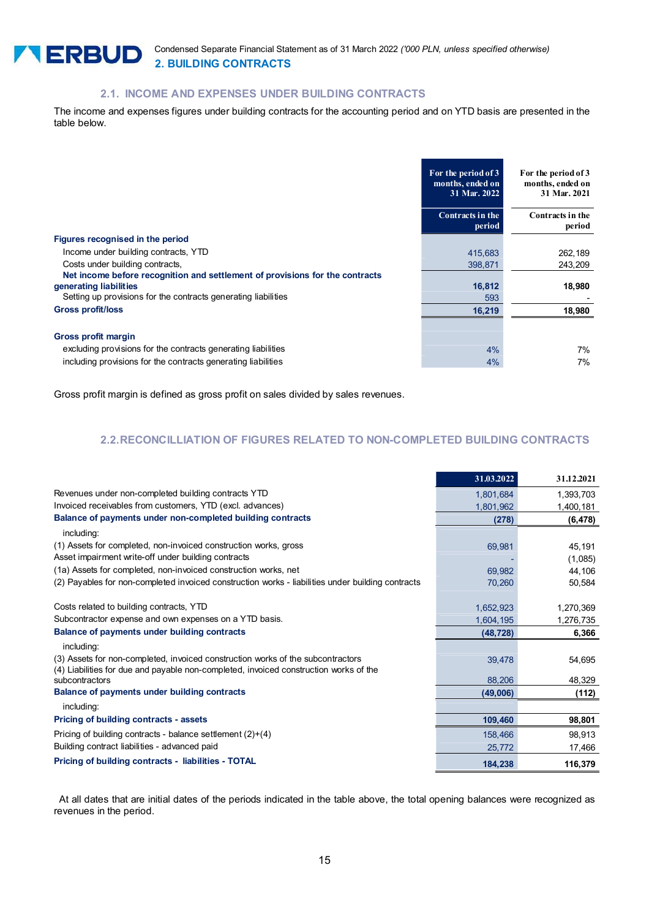## 2. BUILDING CONTRACTS

### 2.1. INCOME AND EXPENSES UNDER BUILDING CONTRACTS

The income and expenses figures under building contracts for the accounting period and on YTD basis are presented in the table below.

| | For the period of 3 months, ended on 31 Mar. 2022 | For the period of 3 months, ended on 31 Mar. 2021 |
|---|---|---|
| | Contracts in the period | Contracts in the period |
| **Figures recognised in the period** | | |
| Income under building contracts, YTD | 415,683 | 262,189 |
| Costs under building contracts, | 398,871 | 243,209 |
| **Net income before recognition and settlement of provisions for the contracts generating liabilities** | **16,812** | **18,980** |
| Setting up provisions for the contracts generating liabilities | 593 | - |
| **Gross profit/loss** | **16,219** | **18,980** |
| **Gross profit margin** | | |
| excluding provisions for the contracts generating liabilities | 4% | 7% |
| including provisions for the contracts generating liabilities | 4% | 7% |

Gross profit margin is defined as gross profit on sales divided by sales revenues.

### 2.2. RECONCILLIATION OF FIGURES RELATED TO NON-COMPLETED BUILDING CONTRACTS

| | 31.03.2022 | 31.12.2021 |
|---|---|---|
| Revenues under non-completed building contracts YTD | 1,801,684 | 1,393,703 |
| Invoiced receivables from customers, YTD (excl. advances) | 1,801,962 | 1,400,181 |
| **Balance of payments under non-completed building contracts** | **(278)** | **(6,478)** |
| including: | | |
| (1) Assets for completed, non-invoiced construction works, gross | 69,981 | 45,191 |
| Asset impairment write-off under building contracts | - | (1,085) |
| (1a) Assets for completed, non-invoiced construction works, net | 69,982 | 44,106 |
| (2) Payables for non-completed invoiced construction works - liabilities under building contracts | 70,260 | 50,584 |
| Costs related to building contracts, YTD | 1,652,923 | 1,270,369 |
| Subcontractor expense and own expenses on a YTD basis. | 1,604,195 | 1,276,735 |
| **Balance of payments under building contracts** | **(48,728)** | **6,366** |
| including: | | |
| (3) Assets for non-completed, invoiced construction works of the subcontractors | 39,478 | 54,695 |
| (4) Liabilities for due and payable non-completed, invoiced construction works of the subcontractors | 88,206 | 48,329 |
| **Balance of payments under building contracts** | **(49,006)** | **(112)** |
| including: | | |
| **Pricing of building contracts - assets** | **109,460** | **98,801** |
| Pricing of building contracts - balance settlement (2)+(4) | 158,466 | 98,913 |
| Building contract liabilities - advanced paid | 25,772 | 17,466 |
| **Pricing of building contracts - liabilities - TOTAL** | **184,238** | **116,379** |

At all dates that are initial dates of the periods indicated in the table above, the total opening balances were recognized as revenues in the period.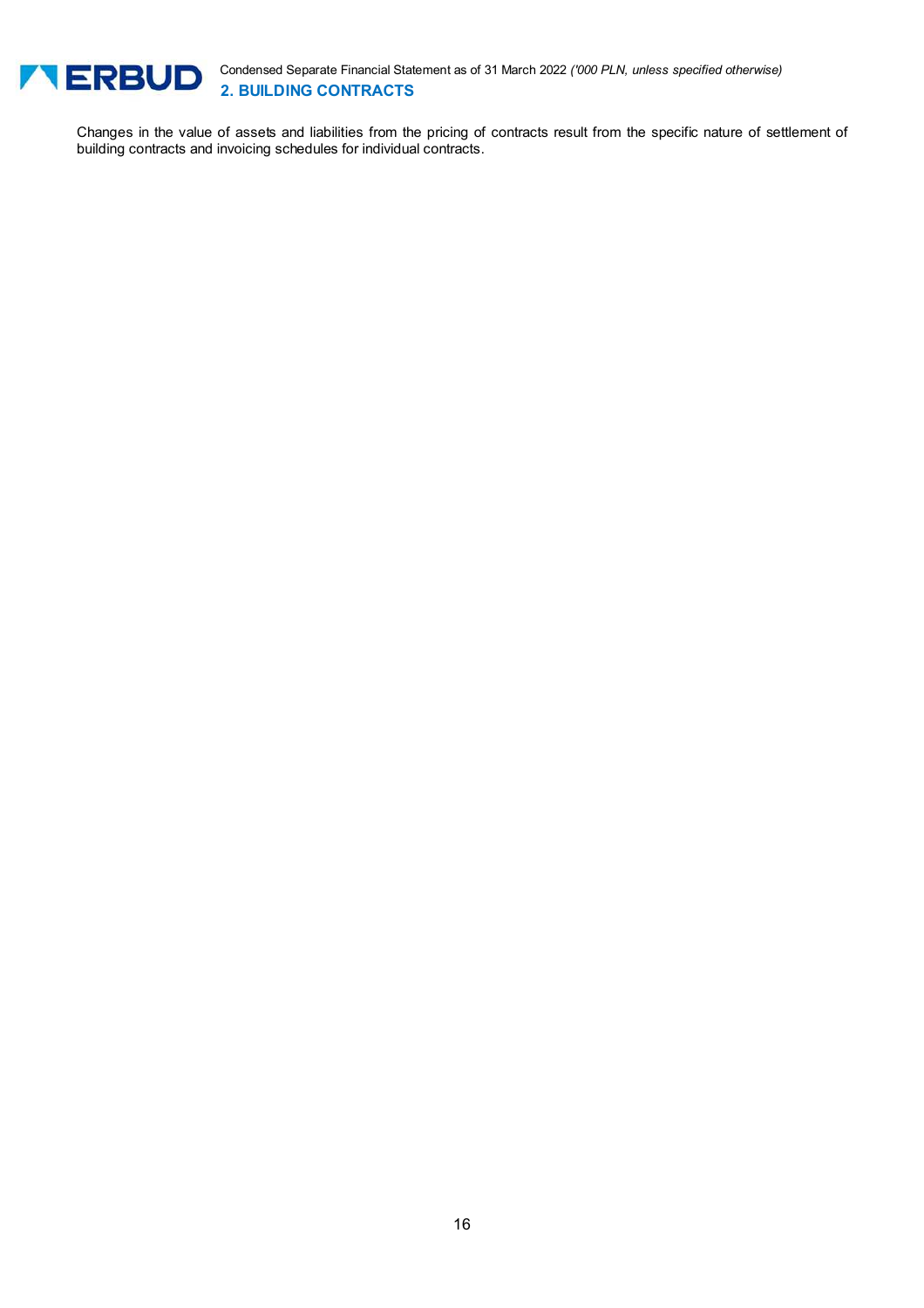Changes in the value of assets and liabilities from the pricing of contracts result from the specific nature of settlement of building contracts and invoicing schedules for individual contracts.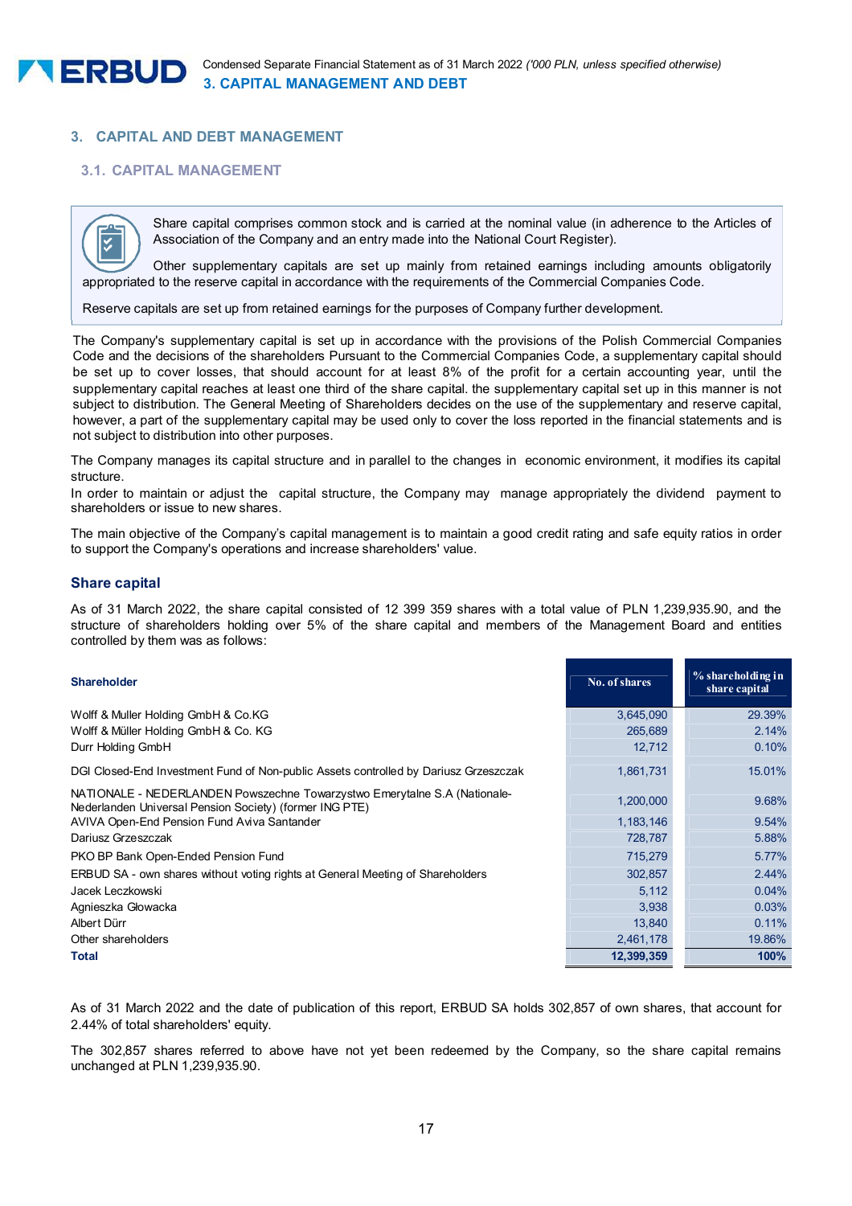# 3. CAPITAL AND DEBT MANAGEMENT

## 3.1. CAPITAL MANAGEMENT

Share capital comprises common stock and is carried at the nominal value (in adherence to the Articles of Association of the Company and an entry made into the National Court Register).

Other supplementary capitals are set up mainly from retained earnings including amounts obligatorily appropriated to the reserve capital in accordance with the requirements of the Commercial Companies Code.

Reserve capitals are set up from retained earnings for the purposes of Company further development.

The Company's supplementary capital is set up in accordance with the provisions of the Polish Commercial Companies Code and the decisions of the shareholders Pursuant to the Commercial Companies Code, a supplementary capital should be set up to cover losses, that should account for at least 8% of the profit for a certain accounting year, until the supplementary capital reaches at least one third of the share capital. the supplementary capital set up in this manner is not subject to distribution. The General Meeting of Shareholders decides on the use of the supplementary and reserve capital, however, a part of the supplementary capital may be used only to cover the loss reported in the financial statements and is not subject to distribution into other purposes.

The Company manages its capital structure and in parallel to the changes in economic environment, it modifies its capital structure.
In order to maintain or adjust the capital structure, the Company may manage appropriately the dividend payment to shareholders or issue to new shares.

The main objective of the Company's capital management is to maintain a good credit rating and safe equity ratios in order to support the Company's operations and increase shareholders' value.

### Share capital

As of 31 March 2022, the share capital consisted of 12 399 359 shares with a total value of PLN 1,239,935.90, and the structure of shareholders holding over 5% of the share capital and members of the Management Board and entities controlled by them was as follows:

| Shareholder | No. of shares | % shareholding in share capital |
|---|---|---|
| Wolff & Muller Holding GmbH & Co.KG | 3,645,090 | 29.39% |
| Wolff & Müller Holding GmbH & Co. KG | 265,689 | 2.14% |
| Durr Holding GmbH | 12,712 | 0.10% |
| DGI Closed-End Investment Fund of Non-public Assets controlled by Dariusz Grzeszczak | 1,861,731 | 15.01% |
| NATIONALE - NEDERLANDEN Powszechne Towarzystwo Emerytalne S.A (Nationale-Nederlanden Universal Pension Society) (former ING PTE) | 1,200,000 | 9.68% |
| AVIVA Open-End Pension Fund Aviva Santander | 1,183,146 | 9.54% |
| Dariusz Grzeszczak | 728,787 | 5.88% |
| PKO BP Bank Open-Ended Pension Fund | 715,279 | 5.77% |
| ERBUD SA - own shares without voting rights at General Meeting of Shareholders | 302,857 | 2.44% |
| Jacek Leczkowski | 5,112 | 0.04% |
| Agnieszka Głowacka | 3,938 | 0.03% |
| Albert Dürr | 13,840 | 0.11% |
| Other shareholders | 2,461,178 | 19.86% |
| **Total** | **12,399,359** | **100%** |

As of 31 March 2022 and the date of publication of this report, ERBUD SA holds 302,857 of own shares, that account for 2.44% of total shareholders' equity.

The 302,857 shares referred to above have not yet been redeemed by the Company, so the share capital remains unchanged at PLN 1,239,935.90.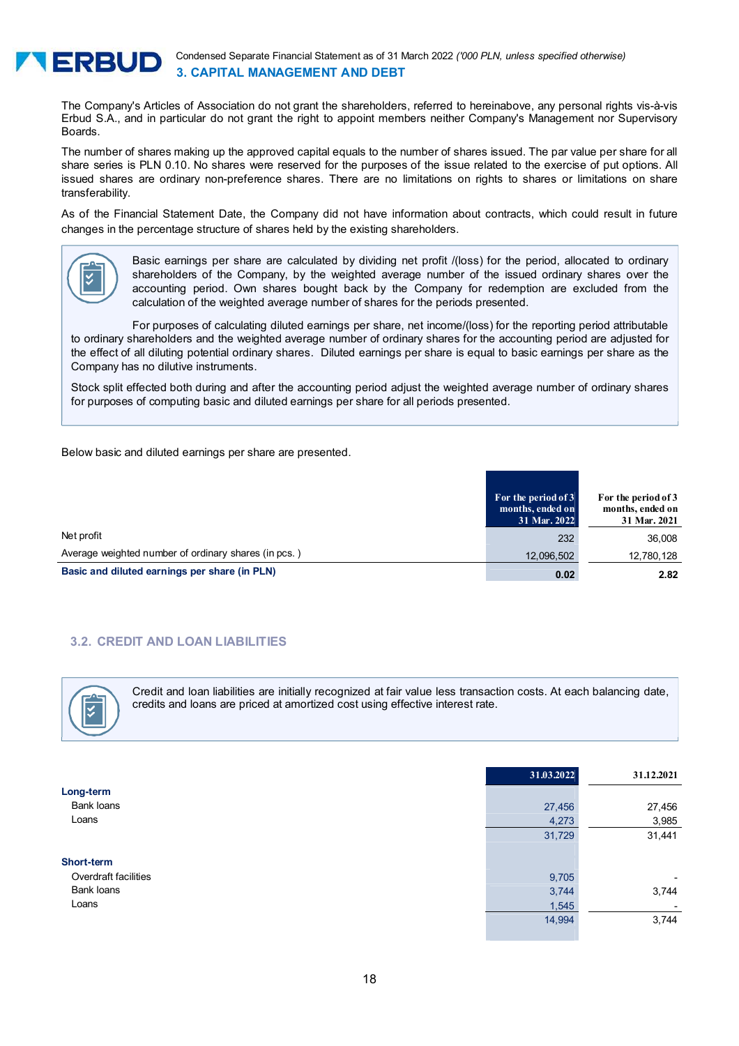The Company's Articles of Association do not grant the shareholders, referred to hereinabove, any personal rights vis-à-vis Erbud S.A., and in particular do not grant the right to appoint members neither Company's Management nor Supervisory Boards.

The number of shares making up the approved capital equals to the number of shares issued. The par value per share for all share series is PLN 0.10. No shares were reserved for the purposes of the issue related to the exercise of put options. All issued shares are ordinary non-preference shares. There are no limitations on rights to shares or limitations on share transferability.

As of the Financial Statement Date, the Company did not have information about contracts, which could result in future changes in the percentage structure of shares held by the existing shareholders.

Basic earnings per share are calculated by dividing net profit /(loss) for the period, allocated to ordinary shareholders of the Company, by the weighted average number of the issued ordinary shares over the accounting period. Own shares bought back by the Company for redemption are excluded from the calculation of the weighted average number of shares for the periods presented.

For purposes of calculating diluted earnings per share, net income/(loss) for the reporting period attributable to ordinary shareholders and the weighted average number of ordinary shares for the accounting period are adjusted for the effect of all diluting potential ordinary shares. Diluted earnings per share is equal to basic earnings per share as the Company has no dilutive instruments.

Stock split effected both during and after the accounting period adjust the weighted average number of ordinary shares for purposes of computing basic and diluted earnings per share for all periods presented.

Below basic and diluted earnings per share are presented.

| | For the period of 3 months, ended on 31 Mar. 2022 | For the period of 3 months, ended on 31 Mar. 2021 |
|---|---|---|
| Net profit | 232 | 36,008 |
| Average weighted number of ordinary shares (in pcs. ) | 12,096,502 | 12,780,128 |
| **Basic and diluted earnings per share (in PLN)** | **0.02** | **2.82** |

## 3.2. CREDIT AND LOAN LIABILITIES

Credit and loan liabilities are initially recognized at fair value less transaction costs. At each balancing date, credits and loans are priced at amortized cost using effective interest rate.

| | 31.03.2022 | 31.12.2021 |
|---|---|---|
| **Long-term** | | |
| Bank loans | 27,456 | 27,456 |
| Loans | 4,273 | 3,985 |
| | 31,729 | 31,441 |
| **Short-term** | | |
| Overdraft facilities | 9,705 | - |
| Bank loans | 3,744 | 3,744 |
| Loans | 1,545 | - |
| | 14,994 | 3,744 |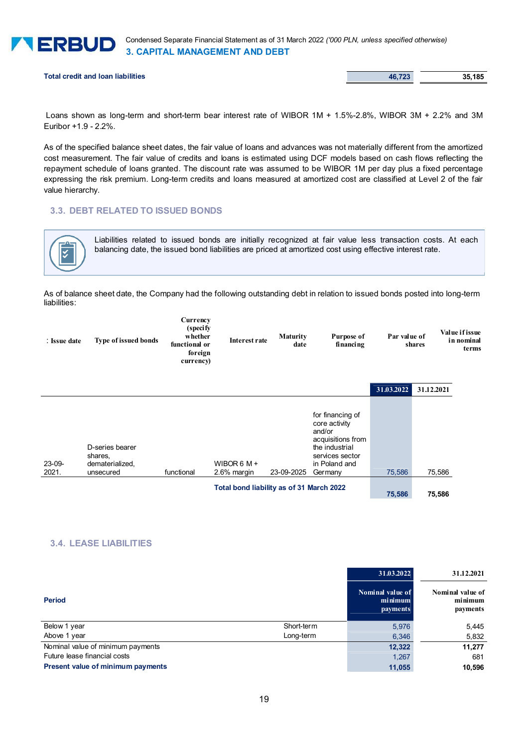| Total credit and loan liabilities | 46,723 | 35,185 |
|---|---|---|

Loans shown as long-term and short-term bear interest rate of WIBOR 1M + 1.5%-2.8%, WIBOR 3M + 2.2% and 3M Euribor +1.9 - 2.2%.

As of the specified balance sheet dates, the fair value of loans and advances was not materially different from the amortized cost measurement. The fair value of credits and loans is estimated using DCF models based on cash flows reflecting the repayment schedule of loans granted. The discount rate was assumed to be WIBOR 1M per day plus a fixed percentage expressing the risk premium. Long-term credits and loans measured at amortized cost are classified at Level 2 of the fair value hierarchy.

## 3.3. DEBT RELATED TO ISSUED BONDS

Liabilities related to issued bonds are initially recognized at fair value less transaction costs. At each balancing date, the issued bond liabilities are priced at amortized cost using effective interest rate.

As of balance sheet date, the Company had the following outstanding debt in relation to issued bonds posted into long-term liabilities:

| : Issue date | Type of issued bonds | Currency (specify whether functional or foreign currency) | Interest rate | Maturity date | Purpose of financing | Par value of shares | Value if issue in nominal terms |
|---|---|---|---|---|---|---|---|
| | | | | | | 31.03.2022 | 31.12.2021 |
| 23-09-2021. | D-series bearer shares, dematerialized, unsecured | functional | WIBOR 6 M + 2.6% margin | 23-09-2025 | for financing of core activity and/or acquisitions from the industrial services sector in Poland and Germany | 75,586 | 75,586 |
| | | | Total bond liability as of 31 March 2022 | | | 75,586 | 75,586 |

## 3.4. LEASE LIABILITIES

| Period | | 31.03.2022<br>Nominal value of minimum payments | 31.12.2021<br>Nominal value of minimum payments |
|---|---|---|---|
| Below 1 year | Short-term | 5,976 | 5,445 |
| Above 1 year | Long-term | 6,346 | 5,832 |
| Nominal value of minimum payments | | 12,322 | 11,277 |
| Future lease financial costs | | 1,267 | 681 |
| **Present value of minimum payments** | | **11,055** | **10,596** |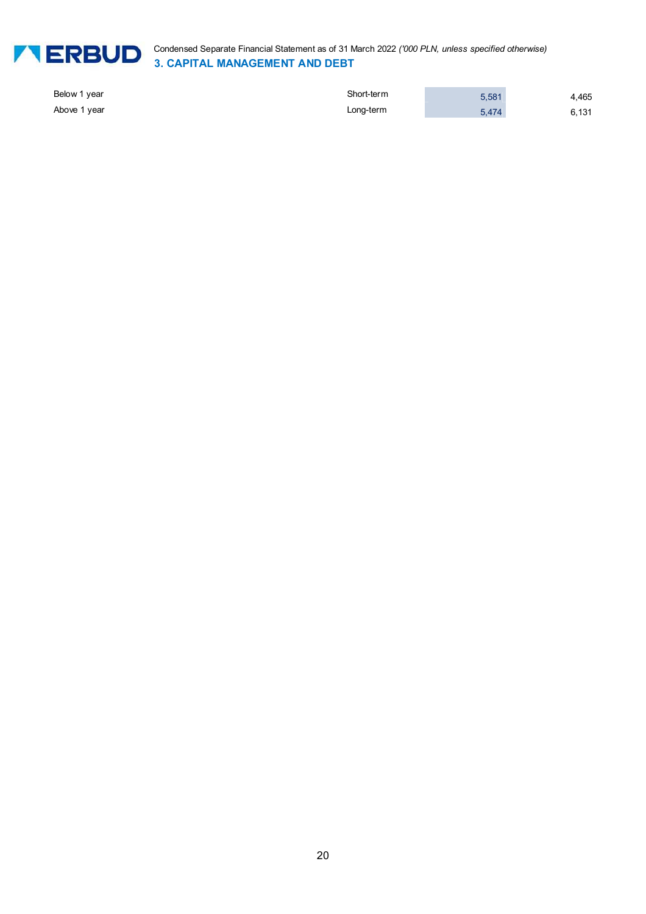| | | | |
|---|---|---|---|
| Below 1 year | Short-term | 5,581 | 4,465 |
| Above 1 year | Long-term | 5,474 | 6,131 |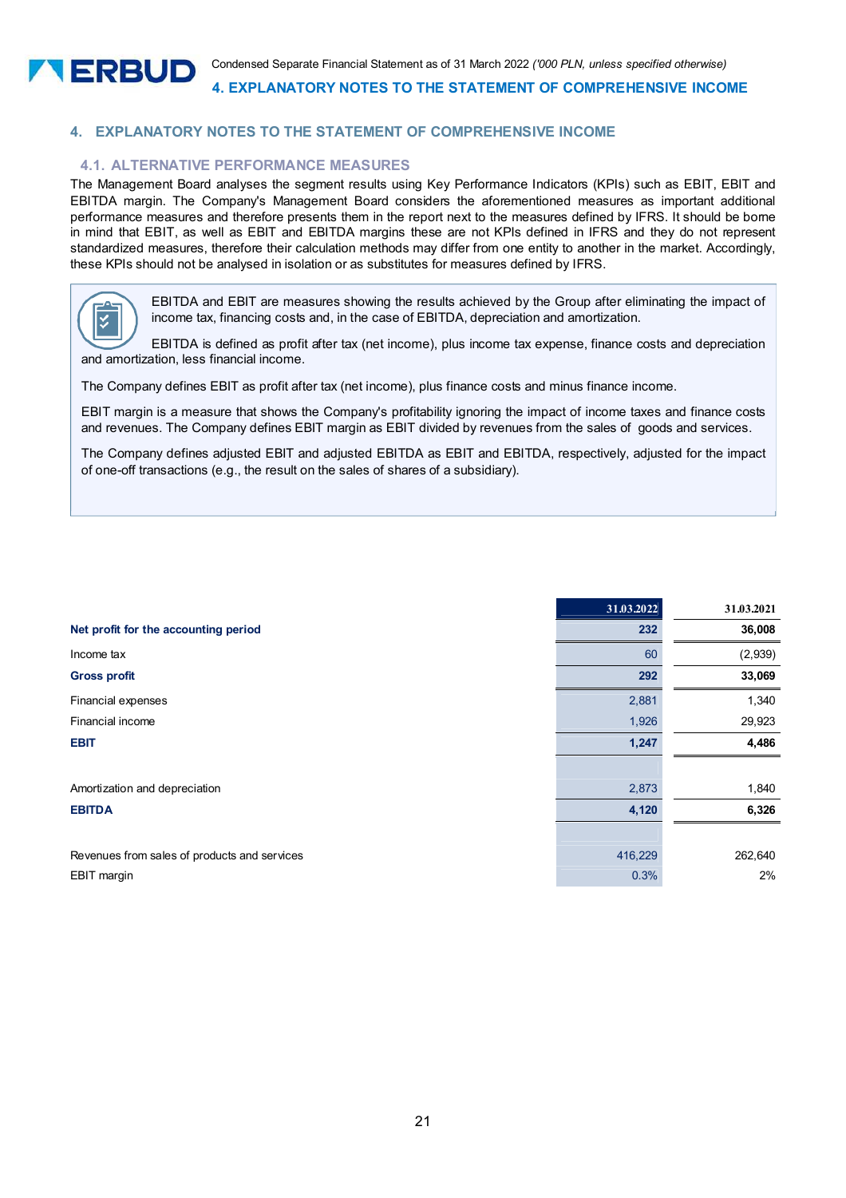# 4. EXPLANATORY NOTES TO THE STATEMENT OF COMPREHENSIVE INCOME

## 4.1. ALTERNATIVE PERFORMANCE MEASURES

The Management Board analyses the segment results using Key Performance Indicators (KPIs) such as EBIT, EBIT and EBITDA margin. The Company's Management Board considers the aforementioned measures as important additional performance measures and therefore presents them in the report next to the measures defined by IFRS. It should be borne in mind that EBIT, as well as EBIT and EBITDA margins these are not KPIs defined in IFRS and they do not represent standardized measures, therefore their calculation methods may differ from one entity to another in the market. Accordingly, these KPIs should not be analysed in isolation or as substitutes for measures defined by IFRS.

EBITDA and EBIT are measures showing the results achieved by the Group after eliminating the impact of income tax, financing costs and, in the case of EBITDA, depreciation and amortization.

EBITDA is defined as profit after tax (net income), plus income tax expense, finance costs and depreciation and amortization, less financial income.

The Company defines EBIT as profit after tax (net income), plus finance costs and minus finance income.

EBIT margin is a measure that shows the Company's profitability ignoring the impact of income taxes and finance costs and revenues. The Company defines EBIT margin as EBIT divided by revenues from the sales of goods and services.

The Company defines adjusted EBIT and adjusted EBITDA as EBIT and EBITDA, respectively, adjusted for the impact of one-off transactions (e.g., the result on the sales of shares of a subsidiary).

| | 31.03.2022 | 31.03.2021 |
|---|---|---|
| **Net profit for the accounting period** | **232** | **36,008** |
| Income tax | 60 | (2,939) |
| **Gross profit** | **292** | **33,069** |
| Financial expenses | 2,881 | 1,340 |
| Financial income | 1,926 | 29,923 |
| **EBIT** | **1,247** | **4,486** |
| | | |
| Amortization and depreciation | 2,873 | 1,840 |
| **EBITDA** | **4,120** | **6,326** |
| | | |
| Revenues from sales of products and services | 416,229 | 262,640 |
| EBIT margin | 0.3% | 2% |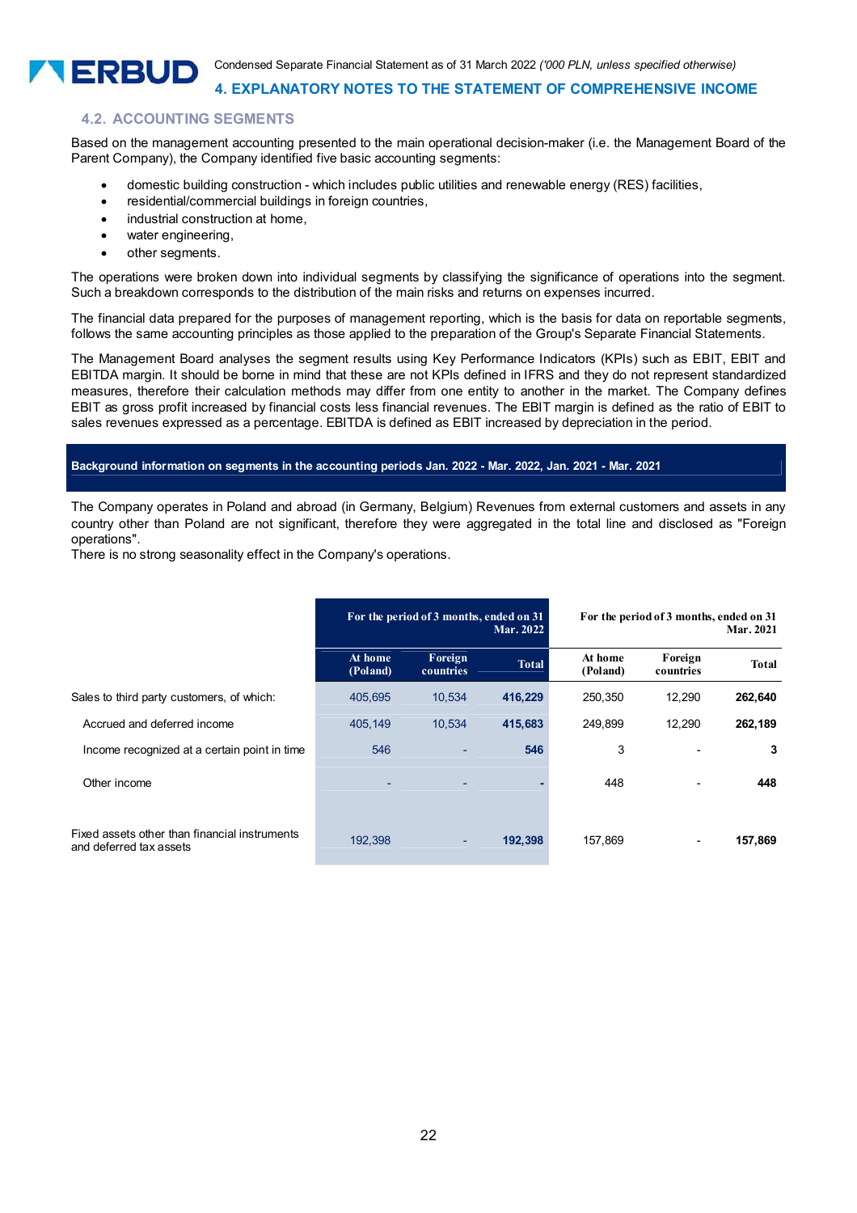### 4.2. ACCOUNTING SEGMENTS

Based on the management accounting presented to the main operational decision-maker (i.e. the Management Board of the Parent Company), the Company identified five basic accounting segments:

- domestic building construction - which includes public utilities and renewable energy (RES) facilities,
- residential/commercial buildings in foreign countries,
- industrial construction at home,
- water engineering,
- other segments.

The operations were broken down into individual segments by classifying the significance of operations into the segment. Such a breakdown corresponds to the distribution of the main risks and returns on expenses incurred.

The financial data prepared for the purposes of management reporting, which is the basis for data on reportable segments, follows the same accounting principles as those applied to the preparation of the Group's Separate Financial Statements.

The Management Board analyses the segment results using Key Performance Indicators (KPIs) such as EBIT, EBIT and EBITDA margin. It should be borne in mind that these are not KPIs defined in IFRS and they do not represent standardized measures, therefore their calculation methods may differ from one entity to another in the market. The Company defines EBIT as gross profit increased by financial costs less financial revenues. The EBIT margin is defined as the ratio of EBIT to sales revenues expressed as a percentage. EBITDA is defined as EBIT increased by depreciation in the period.

**Background information on segments in the accounting periods Jan. 2022 - Mar. 2022, Jan. 2021 - Mar. 2021**

The Company operates in Poland and abroad (in Germany, Belgium) Revenues from external customers and assets in any country other than Poland are not significant, therefore they were aggregated in the total line and disclosed as "Foreign operations".
There is no strong seasonality effect in the Company's operations.

| | For the period of 3 months, ended on 31 Mar. 2022 | | | For the period of 3 months, ended on 31 Mar. 2021 | | |
|---|---|---|---|---|---|---|
| | At home (Poland) | Foreign countries | Total | At home (Poland) | Foreign countries | Total |
| Sales to third party customers, of which: | 405,695 | 10,534 | **416,229** | 250,350 | 12,290 | **262,640** |
| Accrued and deferred income | 405,149 | 10,534 | **415,683** | 249,899 | 12,290 | **262,189** |
| Income recognized at a certain point in time | 546 | - | **546** | 3 | - | **3** |
| Other income | - | - | **-** | 448 | - | **448** |
| Fixed assets other than financial instruments and deferred tax assets | 192,398 | - | **192,398** | 157,869 | - | **157,869** |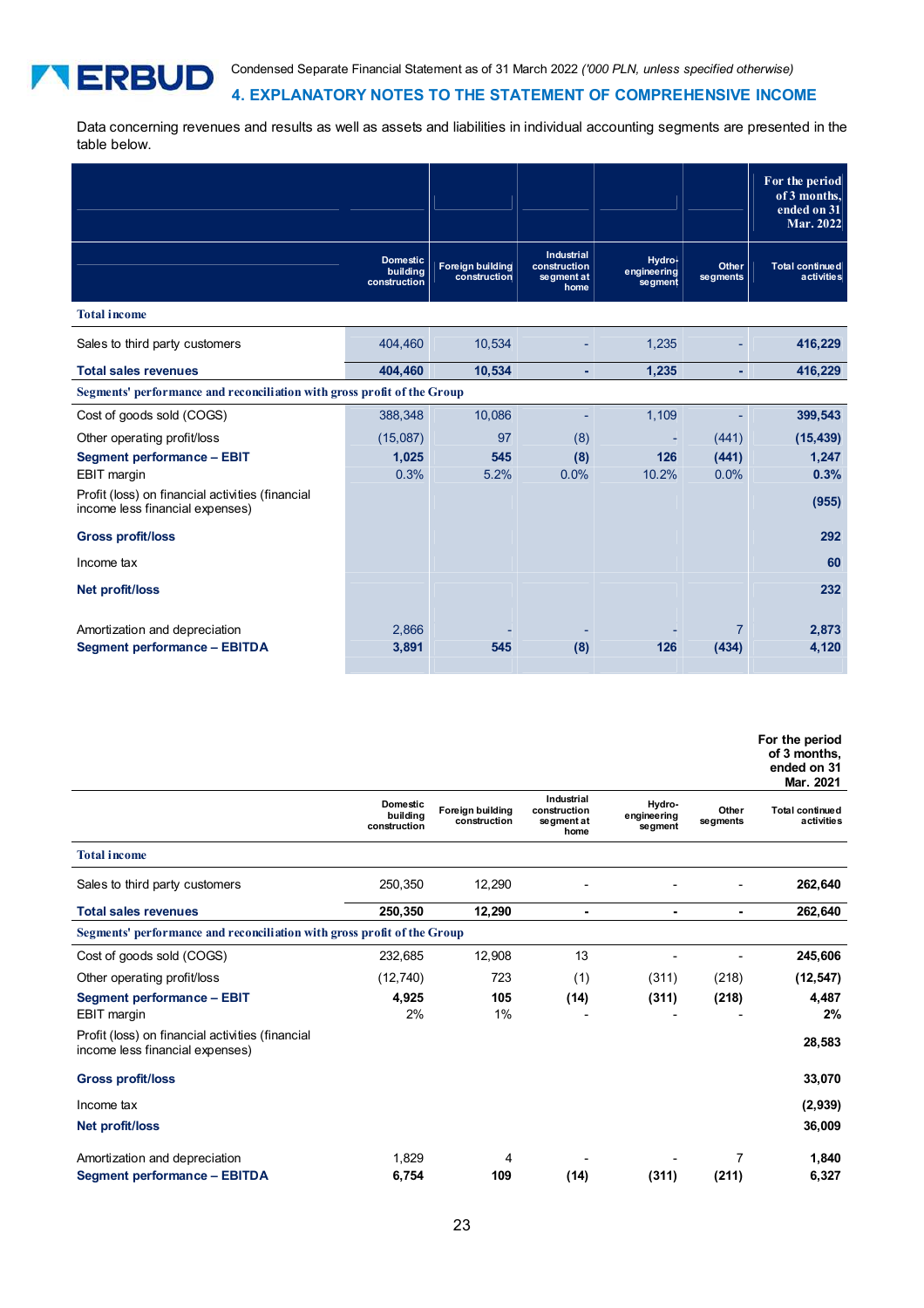## 4. EXPLANATORY NOTES TO THE STATEMENT OF COMPREHENSIVE INCOME

Data concerning revenues and results as well as assets and liabilities in individual accounting segments are presented in the table below.

| | | | | | | For the period of 3 months, ended on 31 Mar. 2022 |
|---|---|---|---|---|---|---|
| | Domestic building construction | Foreign building construction | Industrial construction segment at home | Hydro-engineering segment | Other segments | Total continued activities |
| **Total income** | | | | | | |
| Sales to third party customers | 404,460 | 10,534 | - | 1,235 | - | **416,229** |
| **Total sales revenues** | **404,460** | **10,534** | **-** | **1,235** | **-** | **416,229** |
| **Segments' performance and reconciliation with gross profit of the Group** | | | | | | |
| Cost of goods sold (COGS) | 388,348 | 10,086 | - | 1,109 | - | **399,543** |
| Other operating profit/loss | (15,087) | 97 | (8) | - | (441) | **(15,439)** |
| **Segment performance – EBIT** | **1,025** | **545** | **(8)** | **126** | **(441)** | **1,247** |
| EBIT margin | 0.3% | 5.2% | 0.0% | 10.2% | 0.0% | **0.3%** |
| Profit (loss) on financial activities (financial income less financial expenses) | | | | | | **(955)** |
| **Gross profit/loss** | | | | | | **292** |
| Income tax | | | | | | **60** |
| **Net profit/loss** | | | | | | **232** |
| Amortization and depreciation | 2,866 | - | - | - | 7 | **2,873** |
| **Segment performance – EBITDA** | **3,891** | **545** | **(8)** | **126** | **(434)** | **4,120** |

| | | | | | | For the period of 3 months, ended on 31 Mar. 2021 |
|---|---|---|---|---|---|---|
| | Domestic building construction | Foreign building construction | Industrial construction segment at home | Hydro-engineering segment | Other segments | Total continued activities |
| **Total income** | | | | | | |
| Sales to third party customers | 250,350 | 12,290 | - | - | - | **262,640** |
| **Total sales revenues** | **250,350** | **12,290** | **-** | **-** | **-** | **262,640** |
| **Segments' performance and reconciliation with gross profit of the Group** | | | | | | |
| Cost of goods sold (COGS) | 232,685 | 12,908 | 13 | - | - | **245,606** |
| Other operating profit/loss | (12,740) | 723 | (1) | (311) | (218) | **(12,547)** |
| **Segment performance – EBIT** | **4,925** | **105** | **(14)** | **(311)** | **(218)** | **4,487** |
| EBIT margin | 2% | 1% | - | - | - | **2%** |
| Profit (loss) on financial activities (financial income less financial expenses) | | | | | | **28,583** |
| **Gross profit/loss** | | | | | | **33,070** |
| Income tax | | | | | | **(2,939)** |
| **Net profit/loss** | | | | | | **36,009** |
| Amortization and depreciation | 1,829 | 4 | - | - | 7 | **1,840** |
| **Segment performance – EBITDA** | **6,754** | **109** | **(14)** | **(311)** | **(211)** | **6,327** |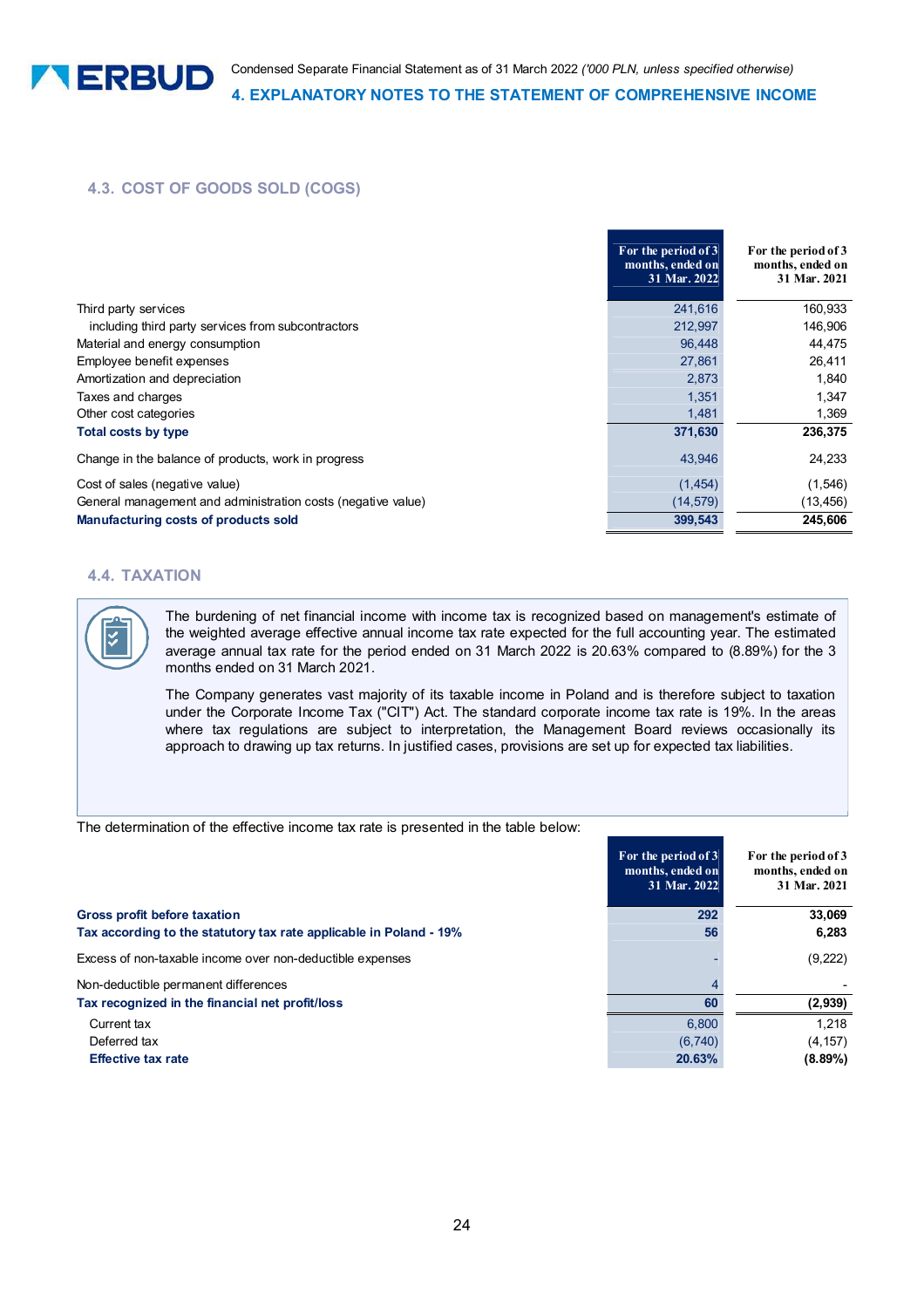## 4.3. COST OF GOODS SOLD (COGS)

| | For the period of 3 months, ended on 31 Mar. 2022 | For the period of 3 months, ended on 31 Mar. 2021 |
|---|---|---|
| Third party services | 241,616 | 160,933 |
| including third party services from subcontractors | 212,997 | 146,906 |
| Material and energy consumption | 96,448 | 44,475 |
| Employee benefit expenses | 27,861 | 26,411 |
| Amortization and depreciation | 2,873 | 1,840 |
| Taxes and charges | 1,351 | 1,347 |
| Other cost categories | 1,481 | 1,369 |
| **Total costs by type** | **371,630** | **236,375** |
| Change in the balance of products, work in progress | 43,946 | 24,233 |
| Cost of sales (negative value) | (1,454) | (1,546) |
| General management and administration costs (negative value) | (14,579) | (13,456) |
| **Manufacturing costs of products sold** | **399,543** | **245,606** |

## 4.4. TAXATION

The burdening of net financial income with income tax is recognized based on management's estimate of the weighted average effective annual income tax rate expected for the full accounting year. The estimated average annual tax rate for the period ended on 31 March 2022 is 20.63% compared to (8.89%) for the 3 months ended on 31 March 2021.

The Company generates vast majority of its taxable income in Poland and is therefore subject to taxation under the Corporate Income Tax ("CIT") Act. The standard corporate income tax rate is 19%. In the areas where tax regulations are subject to interpretation, the Management Board reviews occasionally its approach to drawing up tax returns. In justified cases, provisions are set up for expected tax liabilities.

The determination of the effective income tax rate is presented in the table below:

| | For the period of 3 months, ended on 31 Mar. 2022 | For the period of 3 months, ended on 31 Mar. 2021 |
|---|---|---|
| **Gross profit before taxation** | **292** | **33,069** |
| **Tax according to the statutory tax rate applicable in Poland - 19%** | **56** | **6,283** |
| Excess of non-taxable income over non-deductible expenses | - | (9,222) |
| Non-deductible permanent differences | 4 | - |
| **Tax recognized in the financial net profit/loss** | **60** | **(2,939)** |
| Current tax | 6,800 | 1,218 |
| Deferred tax | (6,740) | (4,157) |
| **Effective tax rate** | **20.63%** | **(8.89%)** |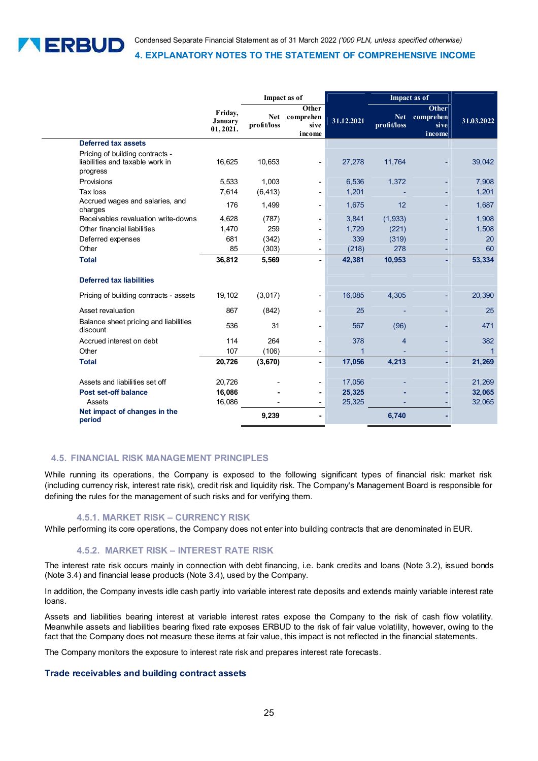| | Friday, January 01, 2021. | Impact as of | | 31.12.2021 | Impact as of | | 31.03.2022 |
|---|---|---|---|---|---|---|---|
| | | Net profit/loss | Other comprehensive income | | Net profit/loss | Other comprehensive income | |
| **Deferred tax assets** | | | | | | | |
| Pricing of building contracts - liabilities and taxable work in progress | 16,625 | 10,653 | - | 27,278 | 11,764 | - | 39,042 |
| Provisions | 5,533 | 1,003 | - | 6,536 | 1,372 | - | 7,908 |
| Tax loss | 7,614 | (6,413) | - | 1,201 | - | - | 1,201 |
| Accrued wages and salaries, and charges | 176 | 1,499 | - | 1,675 | 12 | - | 1,687 |
| Receivables revaluation write-downs | 4,628 | (787) | - | 3,841 | (1,933) | - | 1,908 |
| Other financial liabilities | 1,470 | 259 | - | 1,729 | (221) | - | 1,508 |
| Deferred expenses | 681 | (342) | - | 339 | (319) | - | 20 |
| Other | 85 | (303) | - | (218) | 278 | - | 60 |
| **Total** | **36,812** | **5,569** | **-** | **42,381** | **10,953** | **-** | **53,334** |
| **Deferred tax liabilities** | | | | | | | |
| Pricing of building contracts - assets | 19,102 | (3,017) | - | 16,085 | 4,305 | - | 20,390 |
| Asset revaluation | 867 | (842) | - | 25 | - | - | 25 |
| Balance sheet pricing and liabilities discount | 536 | 31 | - | 567 | (96) | - | 471 |
| Accrued interest on debt | 114 | 264 | - | 378 | 4 | - | 382 |
| Other | 107 | (106) | - | 1 | - | - | 1 |
| **Total** | **20,726** | **(3,670)** | **-** | **17,056** | **4,213** | **-** | **21,269** |
| Assets and liabilities set off | 20,726 | - | - | 17,056 | - | - | 21,269 |
| **Post set-off balance** | **16,086** | **-** | **-** | **25,325** | **-** | **-** | **32,065** |
| Assets | 16,086 | - | - | 25,325 | - | - | 32,065 |
| **Net impact of changes in the period** | | **9,239** | **-** | | **6,740** | **-** | |

## 4.5. FINANCIAL RISK MANAGEMENT PRINCIPLES

While running its operations, the Company is exposed to the following significant types of financial risk: market risk (including currency risk, interest rate risk), credit risk and liquidity risk. The Company's Management Board is responsible for defining the rules for the management of such risks and for verifying them.

### 4.5.1. MARKET RISK – CURRENCY RISK

While performing its core operations, the Company does not enter into building contracts that are denominated in EUR.

### 4.5.2. MARKET RISK – INTEREST RATE RISK

The interest rate risk occurs mainly in connection with debt financing, i.e. bank credits and loans (Note 3.2), issued bonds (Note 3.4) and financial lease products (Note 3.4), used by the Company.

In addition, the Company invests idle cash partly into variable interest rate deposits and extends mainly variable interest rate loans.

Assets and liabilities bearing interest at variable interest rates expose the Company to the risk of cash flow volatility. Meanwhile assets and liabilities bearing fixed rate exposes ERBUD to the risk of fair value volatility, however, owing to the fact that the Company does not measure these items at fair value, this impact is not reflected in the financial statements.

The Company monitors the exposure to interest rate risk and prepares interest rate forecasts.

**Trade receivables and building contract assets**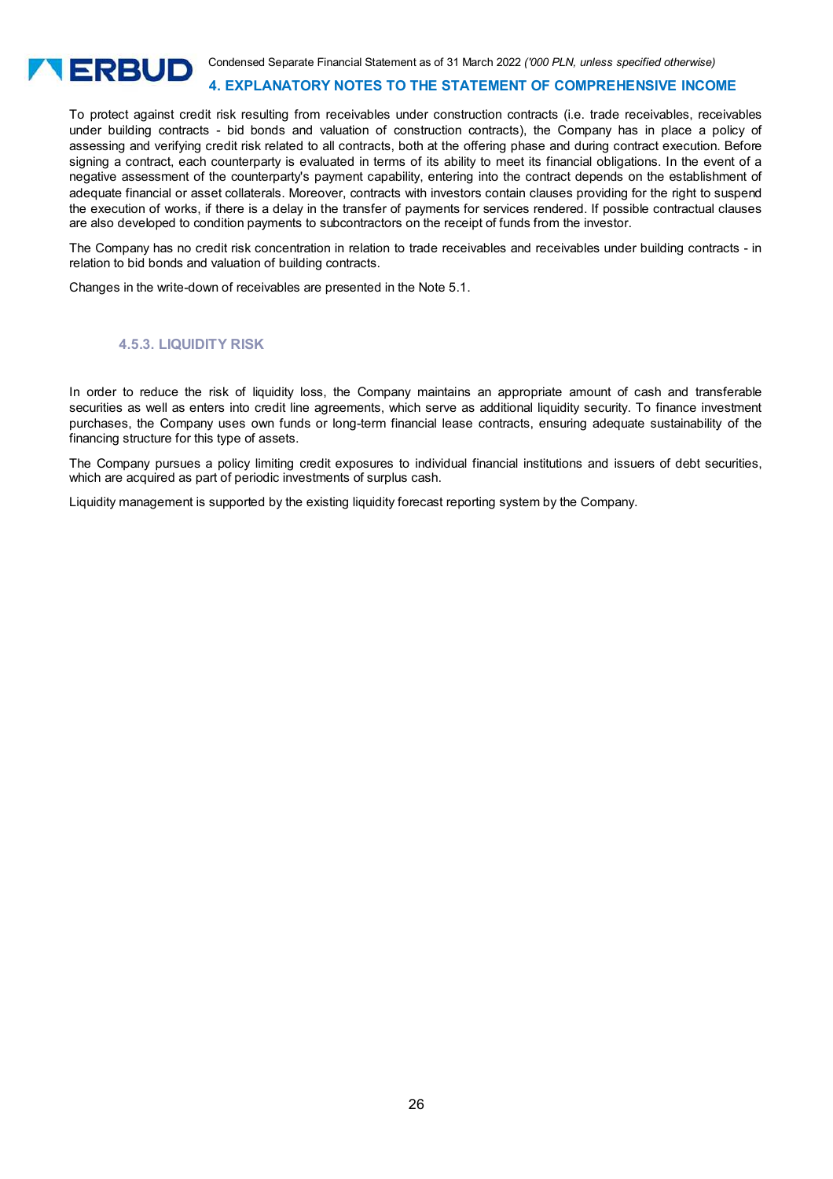To protect against credit risk resulting from receivables under construction contracts (i.e. trade receivables, receivables under building contracts - bid bonds and valuation of construction contracts), the Company has in place a policy of assessing and verifying credit risk related to all contracts, both at the offering phase and during contract execution. Before signing a contract, each counterparty is evaluated in terms of its ability to meet its financial obligations. In the event of a negative assessment of the counterparty's payment capability, entering into the contract depends on the establishment of adequate financial or asset collaterals. Moreover, contracts with investors contain clauses providing for the right to suspend the execution of works, if there is a delay in the transfer of payments for services rendered. If possible contractual clauses are also developed to condition payments to subcontractors on the receipt of funds from the investor.

The Company has no credit risk concentration in relation to trade receivables and receivables under building contracts - in relation to bid bonds and valuation of building contracts.

Changes in the write-down of receivables are presented in the Note 5.1.

### 4.5.3. LIQUIDITY RISK

In order to reduce the risk of liquidity loss, the Company maintains an appropriate amount of cash and transferable securities as well as enters into credit line agreements, which serve as additional liquidity security. To finance investment purchases, the Company uses own funds or long-term financial lease contracts, ensuring adequate sustainability of the financing structure for this type of assets.

The Company pursues a policy limiting credit exposures to individual financial institutions and issuers of debt securities, which are acquired as part of periodic investments of surplus cash.

Liquidity management is supported by the existing liquidity forecast reporting system by the Company.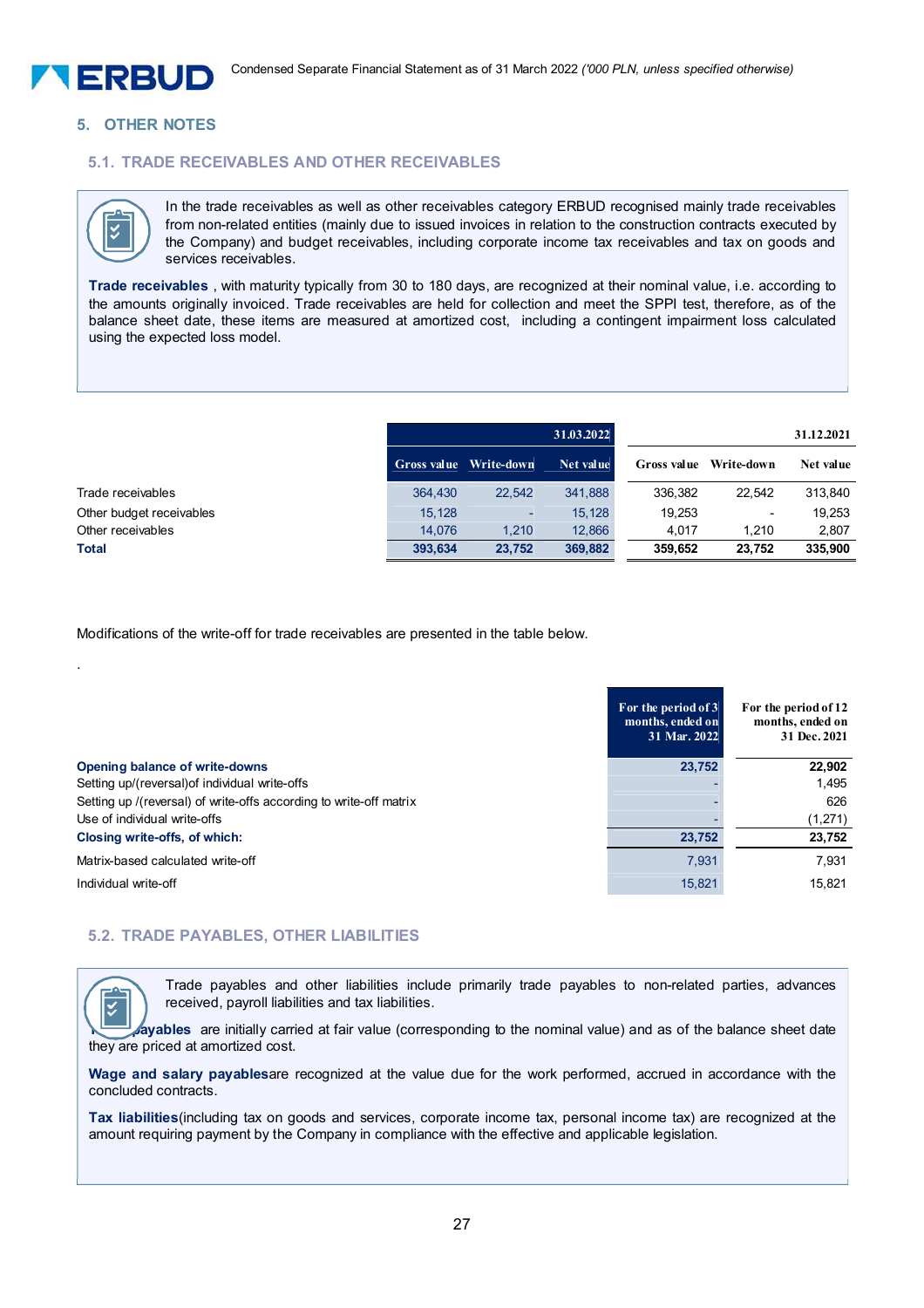## 5. OTHER NOTES

### 5.1. TRADE RECEIVABLES AND OTHER RECEIVABLES

In the trade receivables as well as other receivables category ERBUD recognised mainly trade receivables from non-related entities (mainly due to issued invoices in relation to the construction contracts executed by the Company) and budget receivables, including corporate income tax receivables and tax on goods and services receivables.

**Trade receivables** , with maturity typically from 30 to 180 days, are recognized at their nominal value, i.e. according to the amounts originally invoiced. Trade receivables are held for collection and meet the SPPI test, therefore, as of the balance sheet date, these items are measured at amortized cost, including a contingent impairment loss calculated using the expected loss model.

| | 31.03.2022 | | | 31.12.2021 | | |
|---|---|---|---|---|---|---|
| | Gross value | Write-down | Net value | Gross value | Write-down | Net value |
| Trade receivables | 364,430 | 22,542 | 341,888 | 336,382 | 22,542 | 313,840 |
| Other budget receivables | 15,128 | - | 15,128 | 19,253 | - | 19,253 |
| Other receivables | 14,076 | 1,210 | 12,866 | 4,017 | 1,210 | 2,807 |
| **Total** | **393,634** | **23,752** | **369,882** | **359,652** | **23,752** | **335,900** |

Modifications of the write-off for trade receivables are presented in the table below.

.

| | For the period of 3 months, ended on 31 Mar. 2022 | For the period of 12 months, ended on 31 Dec. 2021 |
|---|---|---|
| **Opening balance of write-downs** | **23,752** | **22,902** |
| Setting up/(reversal)of individual write-offs | - | 1,495 |
| Setting up /(reversal) of write-offs according to write-off matrix | - | 626 |
| Use of individual write-offs | - | (1,271) |
| **Closing write-offs, of which:** | **23,752** | **23,752** |
| Matrix-based calculated write-off | 7,931 | 7,931 |
| Individual write-off | 15,821 | 15,821 |

### 5.2. TRADE PAYABLES, OTHER LIABILITIES

Trade payables and other liabilities include primarily trade payables to non-related parties, advances received, payroll liabilities and tax liabilities.

**Trade payables** are initially carried at fair value (corresponding to the nominal value) and as of the balance sheet date they are priced at amortized cost.

**Wage and salary payables**are recognized at the value due for the work performed, accrued in accordance with the concluded contracts.

**Tax liabilities**(including tax on goods and services, corporate income tax, personal income tax) are recognized at the amount requiring payment by the Company in compliance with the effective and applicable legislation.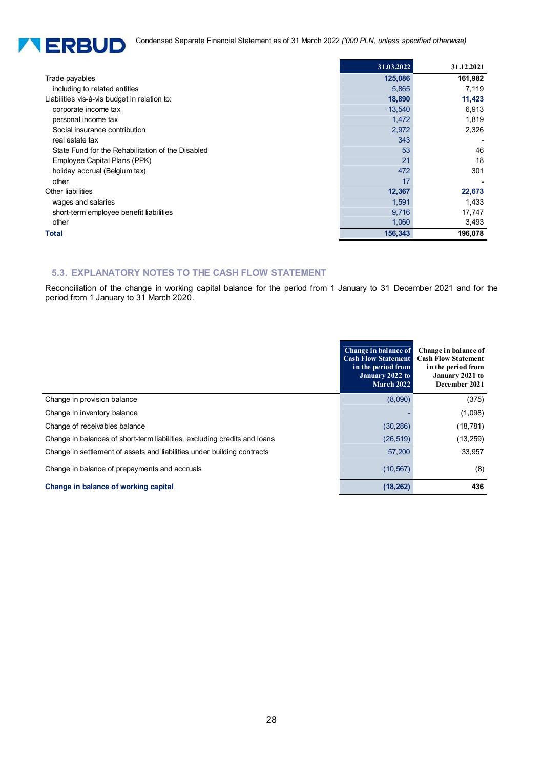| | 31.03.2022 | 31.12.2021 |
|---|---|---|
| Trade payables | **125,086** | **161,982** |
| including to related entities | 5,865 | 7,119 |
| Liabilities vis-à-vis budget in relation to: | **18,890** | **11,423** |
| corporate income tax | 13,540 | 6,913 |
| personal income tax | 1,472 | 1,819 |
| Social insurance contribution | 2,972 | 2,326 |
| real estate tax | 343 | - |
| State Fund for the Rehabilitation of the Disabled | 53 | 46 |
| Employee Capital Plans (PPK) | 21 | 18 |
| holiday accrual (Belgium tax) | 472 | 301 |
| other | 17 | - |
| Other liabilities | **12,367** | **22,673** |
| wages and salaries | 1,591 | 1,433 |
| short-term employee benefit liabilities | 9,716 | 17,747 |
| other | 1,060 | 3,493 |
| **Total** | **156,343** | **196,078** |

## 5.3. EXPLANATORY NOTES TO THE CASH FLOW STATEMENT

Reconciliation of the change in working capital balance for the period from 1 January to 31 December 2021 and for the period from 1 January to 31 March 2020.

| | Change in balance of Cash Flow Statement in the period from January 2022 to March 2022 | Change in balance of Cash Flow Statement in the period from January 2021 to December 2021 |
|---|---|---|
| Change in provision balance | (8,090) | (375) |
| Change in inventory balance | - | (1,098) |
| Change of receivables balance | (30,286) | (18,781) |
| Change in balances of short-term liabilities, excluding credits and loans | (26,519) | (13,259) |
| Change in settlement of assets and liabilities under building contracts | 57,200 | 33,957 |
| Change in balance of prepayments and accruals | (10,567) | (8) |
| **Change in balance of working capital** | **(18,262)** | **436** |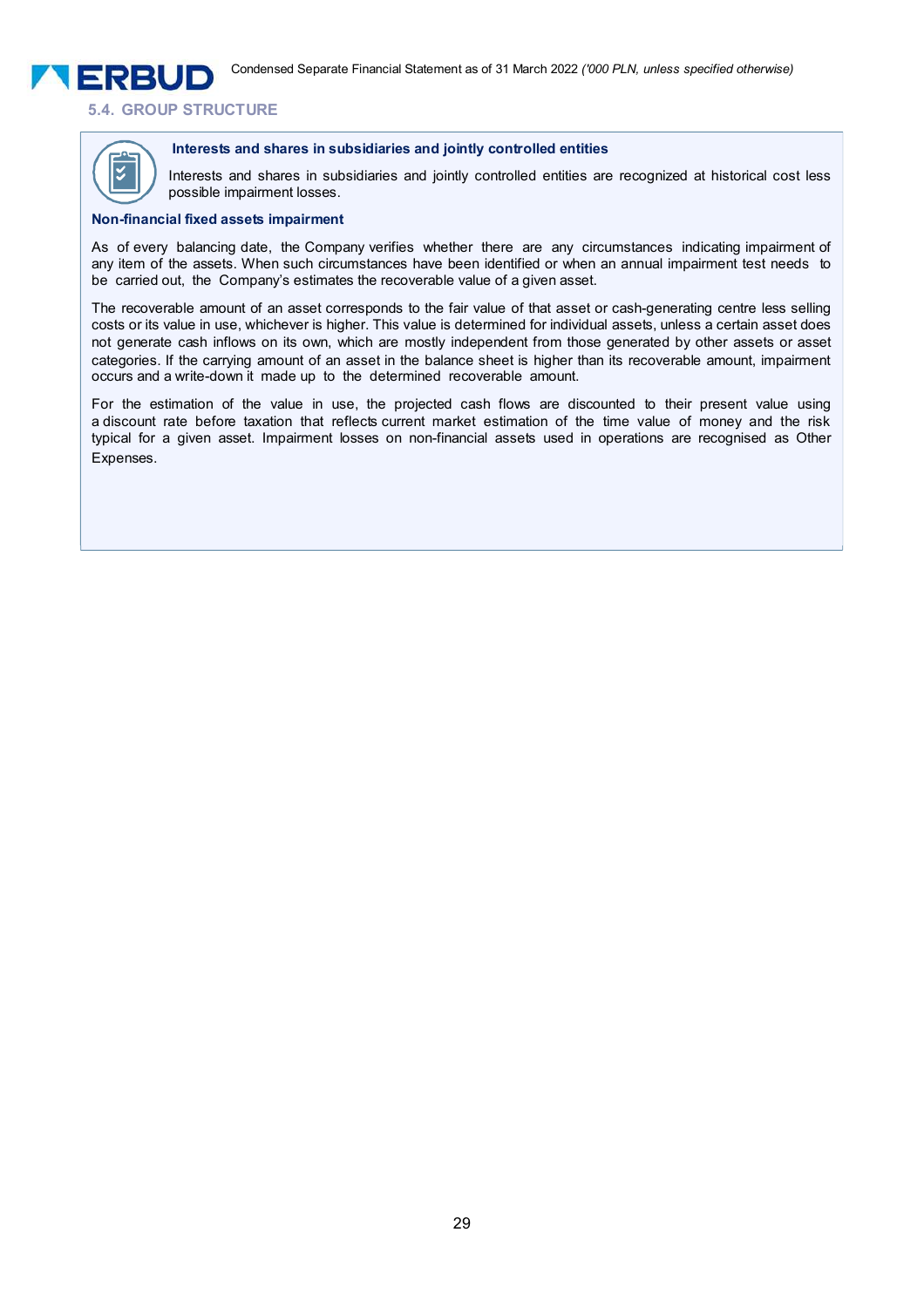## 5.4. GROUP STRUCTURE

**Interests and shares in subsidiaries and jointly controlled entities**

Interests and shares in subsidiaries and jointly controlled entities are recognized at historical cost less possible impairment losses.

**Non-financial fixed assets impairment**

As of every balancing date, the Company verifies whether there are any circumstances indicating impairment of any item of the assets. When such circumstances have been identified or when an annual impairment test needs to be carried out, the Company's estimates the recoverable value of a given asset.

The recoverable amount of an asset corresponds to the fair value of that asset or cash-generating centre less selling costs or its value in use, whichever is higher. This value is determined for individual assets, unless a certain asset does not generate cash inflows on its own, which are mostly independent from those generated by other assets or asset categories. If the carrying amount of an asset in the balance sheet is higher than its recoverable amount, impairment occurs and a write-down it made up to the determined recoverable amount.

For the estimation of the value in use, the projected cash flows are discounted to their present value using a discount rate before taxation that reflects current market estimation of the time value of money and the risk typical for a given asset. Impairment losses on non-financial assets used in operations are recognised as Other Expenses.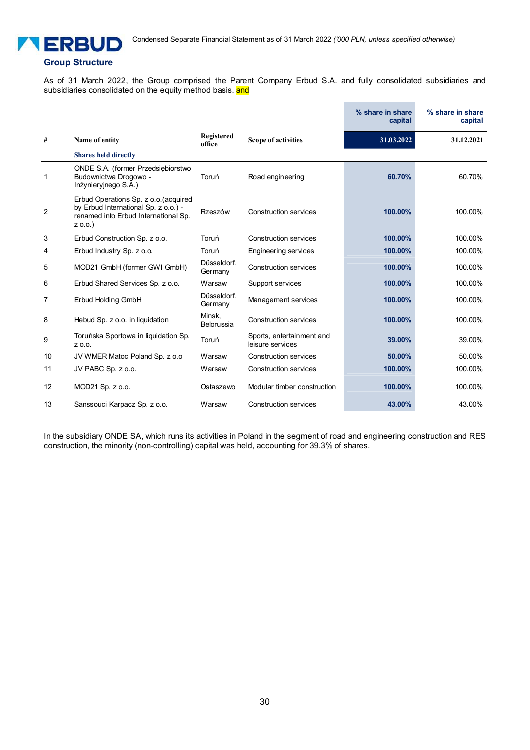## Group Structure

As of 31 March 2022, the Group comprised the Parent Company Erbud S.A. and fully consolidated subsidiaries and subsidiaries consolidated on the equity method basis. and

| # | Name of entity | Registered office | Scope of activities | % share in share capital | % share in share capital |
|---|---|---|---|---|---|
| | | | | 31.03.2022 | 31.12.2021 |
| | **Shares held directly** | | | | |
| 1 | ONDE S.A. (former Przedsiębiorstwo Budownictwa Drogowo - Inżynieryjnego S.A.) | Toruń | Road engineering | **60.70%** | 60.70% |
| 2 | Erbud Operations Sp. z o.o.(acquired by Erbud International Sp. z o.o.) - renamed into Erbud International Sp. z o.o.) | Rzeszów | Construction services | **100.00%** | 100.00% |
| 3 | Erbud Construction Sp. z o.o. | Toruń | Construction services | **100.00%** | 100.00% |
| 4 | Erbud Industry Sp. z o.o. | Toruń | Engineering services | **100.00%** | 100.00% |
| 5 | MOD21 GmbH (former GWI GmbH) | Düsseldorf, Germany | Construction services | **100.00%** | 100.00% |
| 6 | Erbud Shared Services Sp. z o.o. | Warsaw | Support services | **100.00%** | 100.00% |
| 7 | Erbud Holding GmbH | Düsseldorf, Germany | Management services | **100.00%** | 100.00% |
| 8 | Hebud Sp. z o.o. in liquidation | Minsk, Belorussia | Construction services | **100.00%** | 100.00% |
| 9 | Toruńska Sportowa in liquidation Sp. z o.o. | Toruń | Sports, entertainment and leisure services | **39.00%** | 39.00% |
| 10 | JV WMER Matoc Poland Sp. z o.o | Warsaw | Construction services | **50.00%** | 50.00% |
| 11 | JV PABC Sp. z o.o. | Warsaw | Construction services | **100.00%** | 100.00% |
| 12 | MOD21 Sp. z o.o. | Ostaszewo | Modular timber construction | **100.00%** | 100.00% |
| 13 | Sanssouci Karpacz Sp. z o.o. | Warsaw | Construction services | **43.00%** | 43.00% |

In the subsidiary ONDE SA, which runs its activities in Poland in the segment of road and engineering construction and RES construction, the minority (non-controlling) capital was held, accounting for 39.3% of shares.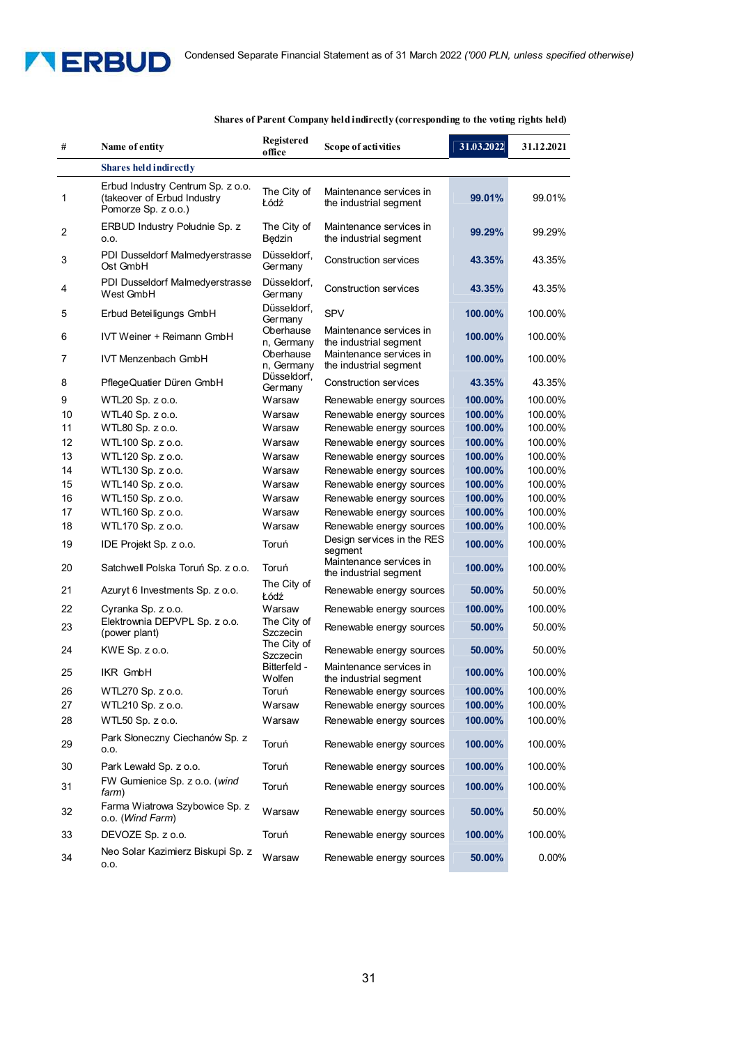Shares of Parent Company held indirectly (corresponding to the voting rights held)

| # | Name of entity | Registered office | Scope of activities | 31.03.2022 | 31.12.2021 |
|---|---|---|---|---|---|
| | **Shares held indirectly** | | | | |
| 1 | Erbud Industry Centrum Sp. z o.o. (takeover of Erbud Industry Pomorze Sp. z o.o.) | The City of Łódź | Maintenance services in the industrial segment | **99.01%** | 99.01% |
| 2 | ERBUD Industry Południe Sp. z o.o. | The City of Będzin | Maintenance services in the industrial segment | **99.29%** | 99.29% |
| 3 | PDI Dusseldorf Malmedyerstrasse Ost GmbH | Düsseldorf, Germany | Construction services | **43.35%** | 43.35% |
| 4 | PDI Dusseldorf Malmedyerstrasse West GmbH | Düsseldorf, Germany | Construction services | **43.35%** | 43.35% |
| 5 | Erbud Beteiligungs GmbH | Düsseldorf, Germany | SPV | **100.00%** | 100.00% |
| 6 | IVT Weiner + Reimann GmbH | Oberhausen, Germany | Maintenance services in the industrial segment | **100.00%** | 100.00% |
| 7 | IVT Menzenbach GmbH | Oberhausen, Germany | Maintenance services in the industrial segment | **100.00%** | 100.00% |
| 8 | PflegeQuatier Düren GmbH | Düsseldorf, Germany | Construction services | **43.35%** | 43.35% |
| 9 | WTL20 Sp. z o.o. | Warsaw | Renewable energy sources | **100.00%** | 100.00% |
| 10 | WTL40 Sp. z o.o. | Warsaw | Renewable energy sources | **100.00%** | 100.00% |
| 11 | WTL80 Sp. z o.o. | Warsaw | Renewable energy sources | **100.00%** | 100.00% |
| 12 | WTL100 Sp. z o.o. | Warsaw | Renewable energy sources | **100.00%** | 100.00% |
| 13 | WTL120 Sp. z o.o. | Warsaw | Renewable energy sources | **100.00%** | 100.00% |
| 14 | WTL130 Sp. z o.o. | Warsaw | Renewable energy sources | **100.00%** | 100.00% |
| 15 | WTL140 Sp. z o.o. | Warsaw | Renewable energy sources | **100.00%** | 100.00% |
| 16 | WTL150 Sp. z o.o. | Warsaw | Renewable energy sources | **100.00%** | 100.00% |
| 17 | WTL160 Sp. z o.o. | Warsaw | Renewable energy sources | **100.00%** | 100.00% |
| 18 | WTL170 Sp. z o.o. | Warsaw | Renewable energy sources | **100.00%** | 100.00% |
| 19 | IDE Projekt Sp. z o.o. | Toruń | Design services in the RES segment | **100.00%** | 100.00% |
| 20 | Satchwell Polska Toruń Sp. z o.o. | Toruń | Maintenance services in the industrial segment | **100.00%** | 100.00% |
| 21 | Azuryt 6 Investments Sp. z o.o. | The City of Łódź | Renewable energy sources | **50.00%** | 50.00% |
| 22 | Cyranka Sp. z o.o. | Warsaw | Renewable energy sources | **100.00%** | 100.00% |
| 23 | Elektrownia DEPVPL Sp. z o.o. (power plant) | The City of Szczecin | Renewable energy sources | **50.00%** | 50.00% |
| 24 | KWE Sp. z o.o. | The City of Szczecin | Renewable energy sources | **50.00%** | 50.00% |
| 25 | IKR GmbH | Bitterfeld - Wolfen | Maintenance services in the industrial segment | **100.00%** | 100.00% |
| 26 | WTL270 Sp. z o.o. | Toruń | Renewable energy sources | **100.00%** | 100.00% |
| 27 | WTL210 Sp. z o.o. | Warsaw | Renewable energy sources | **100.00%** | 100.00% |
| 28 | WTL50 Sp. z o.o. | Warsaw | Renewable energy sources | **100.00%** | 100.00% |
| 29 | Park Słoneczny Ciechanów Sp. z o.o. | Toruń | Renewable energy sources | **100.00%** | 100.00% |
| 30 | Park Lewałd Sp. z o.o. | Toruń | Renewable energy sources | **100.00%** | 100.00% |
| 31 | FW Gumienice Sp. z o.o. (*wind farm*) | Toruń | Renewable energy sources | **100.00%** | 100.00% |
| 32 | Farma Wiatrowa Szybowice Sp. z o.o. (*Wind Farm*) | Warsaw | Renewable energy sources | **50.00%** | 50.00% |
| 33 | DEVOZE Sp. z o.o. | Toruń | Renewable energy sources | **100.00%** | 100.00% |
| 34 | Neo Solar Kazimierz Biskupi Sp. z o.o. | Warsaw | Renewable energy sources | **50.00%** | 0.00% |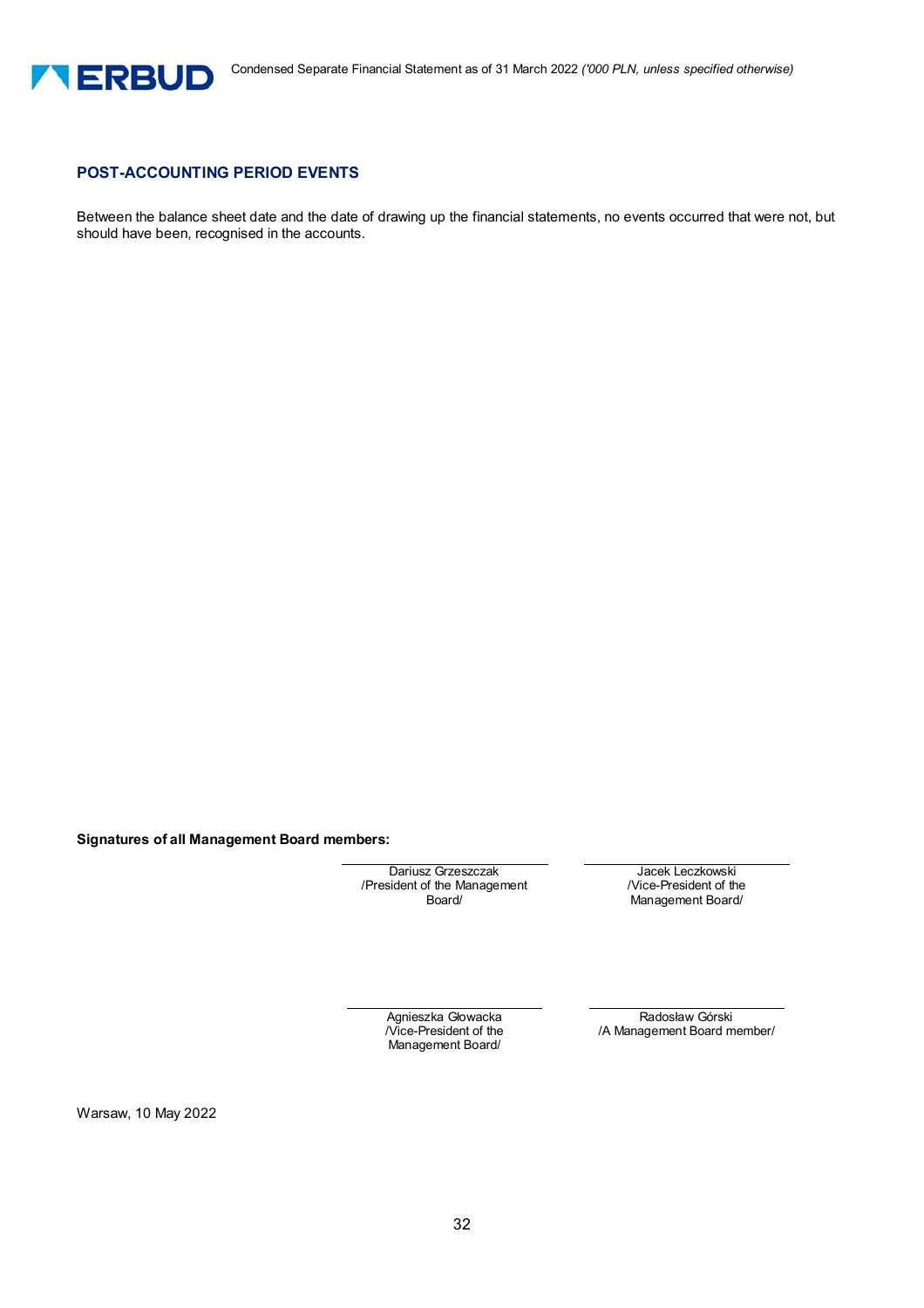## POST-ACCOUNTING PERIOD EVENTS

Between the balance sheet date and the date of drawing up the financial statements, no events occurred that were not, but should have been, recognised in the accounts.

**Signatures of all Management Board members:**

| | |
|---|---|
| Dariusz Grzeszczak<br>/President of the Management Board/ | Jacek Leczkowski<br>/Vice-President of the Management Board/ |
| Agnieszka Głowacka<br>/Vice-President of the Management Board/ | Radosław Górski<br>/A Management Board member/ |

Warsaw, 10 May 2022